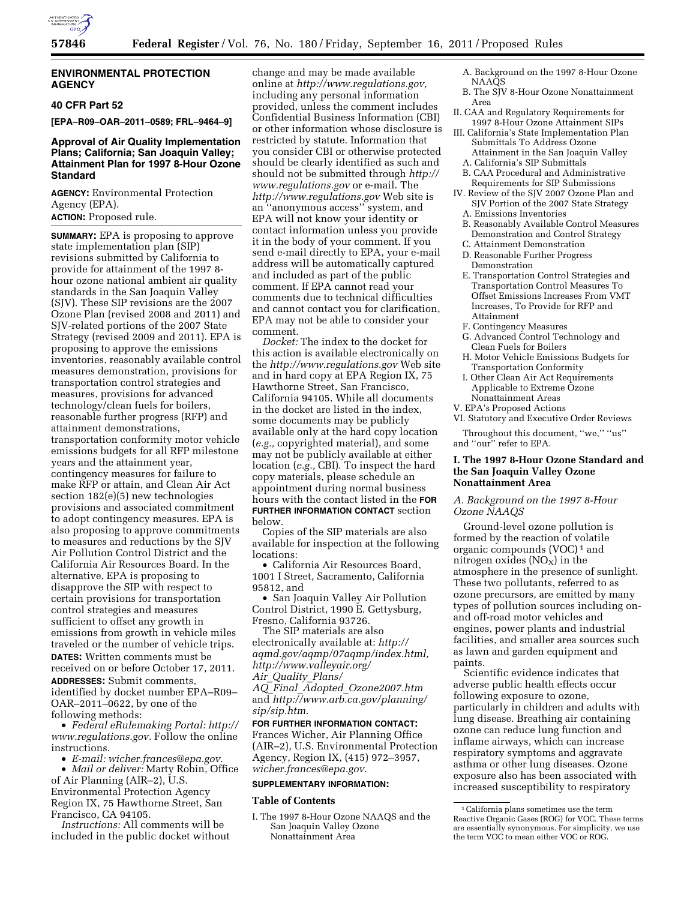# ENVIRONMENTAL PROTECTION AGENCY

## 40 CFR Part 52

**[EPA–R09–OAR–2011–0589; FRL–9464–9]**

## Approval of Air Quality Implementation Plans; California; San Joaquin Valley; Attainment Plan for 1997 8-Hour Ozone Standard

**AGENCY:** Environmental Protection Agency (EPA).

**ACTION:** Proposed rule.

**SUMMARY:** EPA is proposing to approve state implementation plan (SIP) revisions submitted by California to provide for attainment of the 1997 8-hour ozone national ambient air quality standards in the San Joaquin Valley (SJV). These SIP revisions are the 2007 Ozone Plan (revised 2008 and 2011) and SJV-related portions of the 2007 State Strategy (revised 2009 and 2011). EPA is proposing to approve the emissions inventories, reasonably available control measures demonstration, provisions for transportation control strategies and measures, provisions for advanced technology/clean fuels for boilers, reasonable further progress (RFP) and attainment demonstrations, transportation conformity motor vehicle emissions budgets for all RFP milestone years and the attainment year, contingency measures for failure to make RFP or attain, and Clean Air Act section 182(e)(5) new technologies provisions and associated commitment to adopt contingency measures. EPA is also proposing to approve commitments to measures and reductions by the SJV Air Pollution Control District and the California Air Resources Board. In the alternative, EPA is proposing to disapprove the SIP with respect to certain provisions for transportation control strategies and measures sufficient to offset any growth in emissions from growth in vehicle miles traveled or the number of vehicle trips.

**DATES:** Written comments must be received on or before October 17, 2011.

**ADDRESSES:** Submit comments, identified by docket number EPA–R09–OAR–2011–0622, by one of the following methods:

- *Federal eRulemaking Portal: http://www.regulations.gov.* Follow the online instructions.
- *E-mail: wicher.frances@epa.gov.*
- *Mail or deliver:* Marty Robin, Office of Air Planning (AIR–2), U.S. Environmental Protection Agency Region IX, 75 Hawthorne Street, San Francisco, CA 94105.

*Instructions:* All comments will be included in the public docket without change and may be made available online at *http://www.regulations.gov,* including any personal information provided, unless the comment includes Confidential Business Information (CBI) or other information whose disclosure is restricted by statute. Information that you consider CBI or otherwise protected should be clearly identified as such and should not be submitted through *http://www.regulations.gov* or e-mail. The *http://www.regulations.gov* Web site is an ''anonymous access'' system, and EPA will not know your identity or contact information unless you provide it in the body of your comment. If you send e-mail directly to EPA, your e-mail address will be automatically captured and included as part of the public comment. If EPA cannot read your comments due to technical difficulties and cannot contact you for clarification, EPA may not be able to consider your comment.

*Docket:* The index to the docket for this action is available electronically on the *http://www.regulations.gov* Web site and in hard copy at EPA Region IX, 75 Hawthorne Street, San Francisco, California 94105. While all documents in the docket are listed in the index, some documents may be publicly available only at the hard copy location (*e.g.,* copyrighted material), and some may not be publicly available at either location (*e.g.,* CBI). To inspect the hard copy materials, please schedule an appointment during normal business hours with the contact listed in the **FOR FURTHER INFORMATION CONTACT** section below.

Copies of the SIP materials are also available for inspection at the following locations:

- California Air Resources Board, 1001 I Street, Sacramento, California 95812, and
- San Joaquin Valley Air Pollution Control District, 1990 E. Gettysburg, Fresno, California 93726.

The SIP materials are also electronically available at: *http://aqmd.gov/aqmp/07aqmp/index.html, http://www.valleyair.org/Air_Quality_Plans/AQ_Final_Adopted_Ozone2007.htm* and *http://www.arb.ca.gov/planning/sip/sip.htm.*

**FOR FURTHER INFORMATION CONTACT:** Frances Wicher, Air Planning Office (AIR–2), U.S. Environmental Protection Agency, Region IX, (415) 972–3957, *wicher.frances@epa.gov.*

**SUPPLEMENTARY INFORMATION:**

### Table of Contents

I. The 1997 8-Hour Ozone NAAQS and the San Joaquin Valley Ozone Nonattainment Area
  A. Background on the 1997 8-Hour Ozone NAAQS
  B. The SJV 8-Hour Ozone Nonattainment Area
II. CAA and Regulatory Requirements for 1997 8-Hour Ozone Attainment SIPs
III. California's State Implementation Plan Submittals To Address Ozone Attainment in the San Joaquin Valley
  A. California's SIP Submittals
  B. CAA Procedural and Administrative Requirements for SIP Submissions
IV. Review of the SJV 2007 Ozone Plan and SJV Portion of the 2007 State Strategy
  A. Emissions Inventories
  B. Reasonably Available Control Measures Demonstration and Control Strategy
  C. Attainment Demonstration
  D. Reasonable Further Progress Demonstration
  E. Transportation Control Strategies and Transportation Control Measures To Offset Emissions Increases From VMT Increases, To Provide for RFP and Attainment
  F. Contingency Measures
  G. Advanced Control Technology and Clean Fuels for Boilers
  H. Motor Vehicle Emissions Budgets for Transportation Conformity
  I. Other Clean Air Act Requirements Applicable to Extreme Ozone Nonattainment Areas
V. EPA's Proposed Actions
VI. Statutory and Executive Order Reviews

Throughout this document, ''we,'' ''us'' and ''our'' refer to EPA.

### I. The 1997 8-Hour Ozone Standard and the San Joaquin Valley Ozone Nonattainment Area

#### *A. Background on the 1997 8-Hour Ozone NAAQS*

Ground-level ozone pollution is formed by the reaction of volatile organic compounds (VOC) [1] and nitrogen oxides ($NO_X$) in the atmosphere in the presence of sunlight. These two pollutants, referred to as ozone precursors, are emitted by many types of pollution sources including on- and off-road motor vehicles and engines, power plants and industrial facilities, and smaller area sources such as lawn and garden equipment and paints.

Scientific evidence indicates that adverse public health effects occur following exposure to ozone, particularly in children and adults with lung disease. Breathing air containing ozone can reduce lung function and inflame airways, which can increase respiratory symptoms and aggravate asthma or other lung diseases. Ozone exposure also has been associated with increased susceptibility to respiratory

[1] California plans sometimes use the term Reactive Organic Gases (ROG) for VOC. These terms are essentially synonymous. For simplicity, we use the term VOC to mean either VOC or ROG.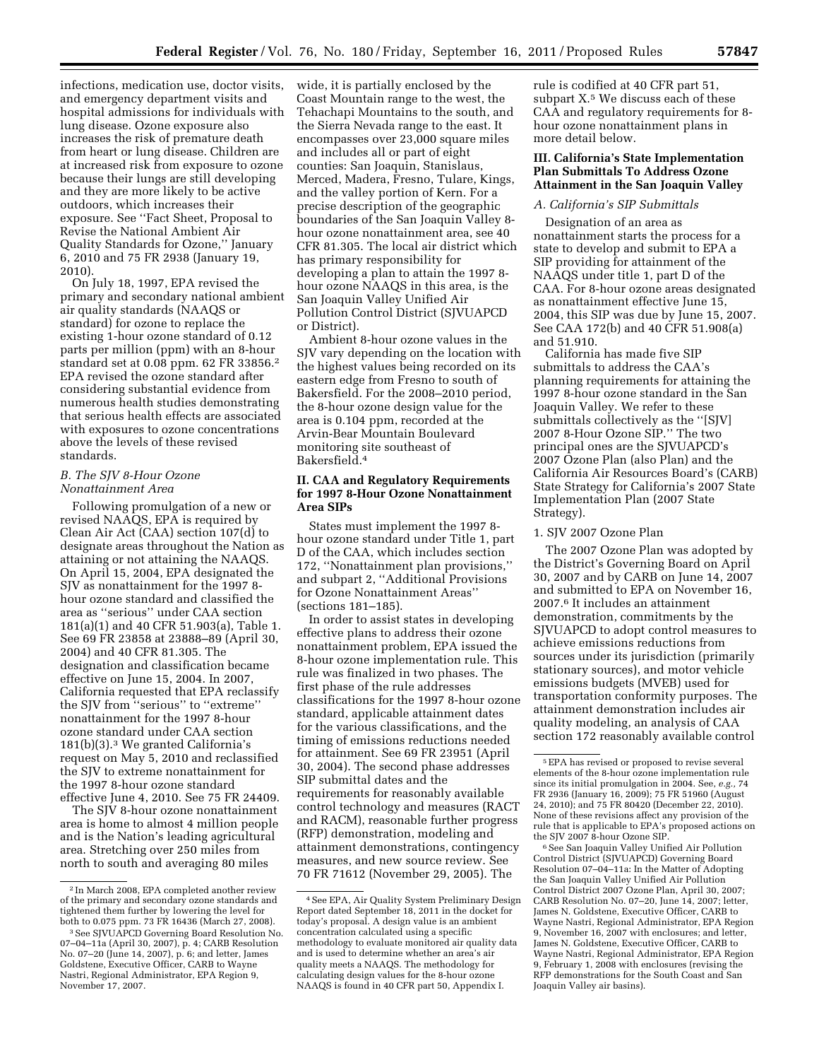infections, medication use, doctor visits, and emergency department visits and hospital admissions for individuals with lung disease. Ozone exposure also increases the risk of premature death from heart or lung disease. Children are at increased risk from exposure to ozone because their lungs are still developing and they are more likely to be active outdoors, which increases their exposure. See ''Fact Sheet, Proposal to Revise the National Ambient Air Quality Standards for Ozone,'' January 6, 2010 and 75 FR 2938 (January 19, 2010).

On July 18, 1997, EPA revised the primary and secondary national ambient air quality standards (NAAQS or standard) for ozone to replace the existing 1-hour ozone standard of 0.12 parts per million (ppm) with an 8-hour standard set at 0.08 ppm. 62 FR 33856.[2] EPA revised the ozone standard after considering substantial evidence from numerous health studies demonstrating that serious health effects are associated with exposures to ozone concentrations above the levels of these revised standards.

### B. The SJV 8-Hour Ozone Nonattainment Area

Following promulgation of a new or revised NAAQS, EPA is required by Clean Air Act (CAA) section 107(d) to designate areas throughout the Nation as attaining or not attaining the NAAQS. On April 15, 2004, EPA designated the SJV as nonattainment for the 1997 8-hour ozone standard and classified the area as ''serious'' under CAA section 181(a)(1) and 40 CFR 51.903(a), Table 1. See 69 FR 23858 at 23888–89 (April 30, 2004) and 40 CFR 81.305. The designation and classification became effective on June 15, 2004. In 2007, California requested that EPA reclassify the SJV from ''serious'' to ''extreme'' nonattainment for the 1997 8-hour ozone standard under CAA section 181(b)(3).[3] We granted California's request on May 5, 2010 and reclassified the SJV to extreme nonattainment for the 1997 8-hour ozone standard effective June 4, 2010. See 75 FR 24409.

The SJV 8-hour ozone nonattainment area is home to almost 4 million people and is the Nation's leading agricultural area. Stretching over 250 miles from north to south and averaging 80 miles wide, it is partially enclosed by the Coast Mountain range to the west, the Tehachapi Mountains to the south, and the Sierra Nevada range to the east. It encompasses over 23,000 square miles and includes all or part of eight counties: San Joaquin, Stanislaus, Merced, Madera, Fresno, Tulare, Kings, and the valley portion of Kern. For a precise description of the geographic boundaries of the San Joaquin Valley 8-hour ozone nonattainment area, see 40 CFR 81.305. The local air district which has primary responsibility for developing a plan to attain the 1997 8-hour ozone NAAQS in this area, is the San Joaquin Valley Unified Air Pollution Control District (SJVUAPCD or District).

Ambient 8-hour ozone values in the SJV vary depending on the location with the highest values being recorded on its eastern edge from Fresno to south of Bakersfield. For the 2008–2010 period, the 8-hour ozone design value for the area is 0.104 ppm, recorded at the Arvin-Bear Mountain Boulevard monitoring site southeast of Bakersfield.[4]

## II. CAA and Regulatory Requirements for 1997 8-Hour Ozone Nonattainment Area SIPs

States must implement the 1997 8-hour ozone standard under Title 1, part D of the CAA, which includes section 172, ''Nonattainment plan provisions,'' and subpart 2, ''Additional Provisions for Ozone Nonattainment Areas'' (sections 181–185).

In order to assist states in developing effective plans to address their ozone nonattainment problem, EPA issued the 8-hour ozone implementation rule. This rule was finalized in two phases. The first phase of the rule addresses classifications for the 1997 8-hour ozone standard, applicable attainment dates for the various classifications, and the timing of emissions reductions needed for attainment. See 69 FR 23951 (April 30, 2004). The second phase addresses SIP submittal dates and the requirements for reasonably available control technology and measures (RACT and RACM), reasonable further progress (RFP) demonstration, modeling and attainment demonstrations, contingency measures, and new source review. See 70 FR 71612 (November 29, 2005). The rule is codified at 40 CFR part 51, subpart X.[5] We discuss each of these CAA and regulatory requirements for 8-hour ozone nonattainment plans in more detail below.

## III. California's State Implementation Plan Submittals To Address Ozone Attainment in the San Joaquin Valley

### A. California's SIP Submittals

Designation of an area as nonattainment starts the process for a state to develop and submit to EPA a SIP providing for attainment of the NAAQS under title 1, part D of the CAA. For 8-hour ozone areas designated as nonattainment effective June 15, 2004, this SIP was due by June 15, 2007. See CAA 172(b) and 40 CFR 51.908(a) and 51.910.

California has made five SIP submittals to address the CAA's planning requirements for attaining the 1997 8-hour ozone standard in the San Joaquin Valley. We refer to these submittals collectively as the ''[SJV] 2007 8-Hour Ozone SIP.'' The two principal ones are the SJVUAPCD's 2007 Ozone Plan (also Plan) and the California Air Resources Board's (CARB) State Strategy for California's 2007 State Implementation Plan (2007 State Strategy).

#### 1. SJV 2007 Ozone Plan

The 2007 Ozone Plan was adopted by the District's Governing Board on April 30, 2007 and by CARB on June 14, 2007 and submitted to EPA on November 16, 2007.[6] It includes an attainment demonstration, commitments by the SJVUAPCD to adopt control measures to achieve emissions reductions from sources under its jurisdiction (primarily stationary sources), and motor vehicle emissions budgets (MVEB) used for transportation conformity purposes. The attainment demonstration includes air quality modeling, an analysis of CAA section 172 reasonably available control

---

[2] In March 2008, EPA completed another review of the primary and secondary ozone standards and tightened them further by lowering the level for both to 0.075 ppm. 73 FR 16436 (March 27, 2008).

[3] See SJVUAPCD Governing Board Resolution No. 07–04–11a (April 30, 2007), p. 4; CARB Resolution No. 07–20 (June 14, 2007), p. 6; and letter, James Goldstene, Executive Officer, CARB to Wayne Nastri, Regional Administrator, EPA Region 9, November 17, 2007.

[4] See EPA, Air Quality System Preliminary Design Report dated September 18, 2011 in the docket for today's proposal. A design value is an ambient concentration calculated using a specific methodology to evaluate monitored air quality data and is used to determine whether an area's air quality meets a NAAQS. The methodology for calculating design values for the 8-hour ozone NAAQS is found in 40 CFR part 50, Appendix I.

[5] EPA has revised or proposed to revise several elements of the 8-hour ozone implementation rule since its initial promulgation in 2004. See, *e.g.*, 74 FR 2936 (January 16, 2009); 75 FR 51960 (August 24, 2010); and 75 FR 80420 (December 22, 2010). None of these revisions affect any provision of the rule that is applicable to EPA's proposed actions on the SJV 2007 8-hour Ozone SIP.

[6] See San Joaquin Valley Unified Air Pollution Control District (SJVUAPCD) Governing Board Resolution 07–04–11a: In the Matter of Adopting the San Joaquin Valley Unified Air Pollution Control District 2007 Ozone Plan, April 30, 2007; CARB Resolution No. 07–20, June 14, 2007; letter, James N. Goldstene, Executive Officer, CARB to Wayne Nastri, Regional Administrator, EPA Region 9, November 16, 2007 with enclosures; and letter, James N. Goldstene, Executive Officer, CARB to Wayne Nastri, Regional Administrator, EPA Region 9, February 1, 2008 with enclosures (revising the RFP demonstrations for the South Coast and San Joaquin Valley air basins).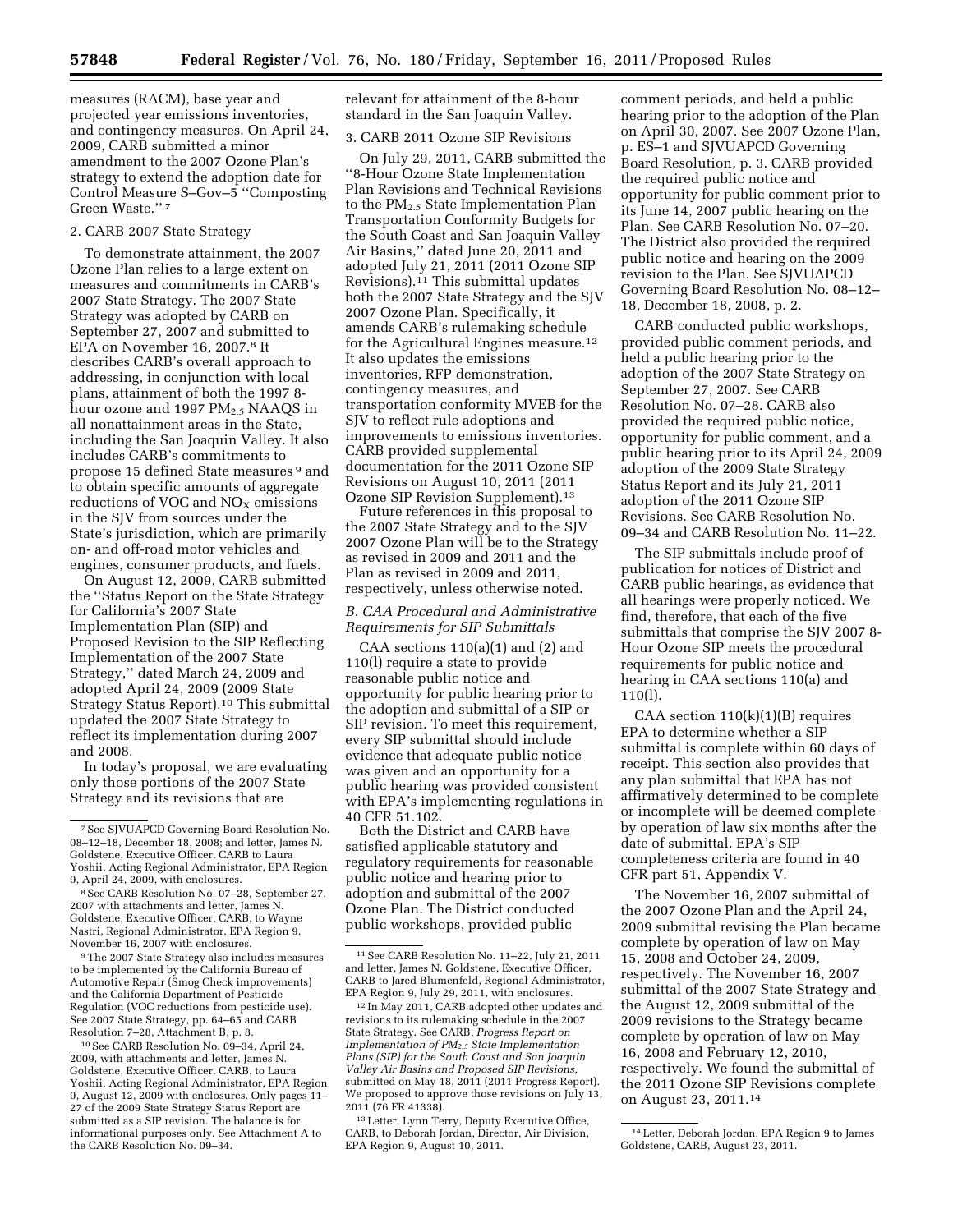measures (RACM), base year and projected year emissions inventories, and contingency measures. On April 24, 2009, CARB submitted a minor amendment to the 2007 Ozone Plan's strategy to extend the adoption date for Control Measure S–Gov–5 ''Composting Green Waste.'' [7]

2. CARB 2007 State Strategy

To demonstrate attainment, the 2007 Ozone Plan relies to a large extent on measures and commitments in CARB's 2007 State Strategy. The 2007 State Strategy was adopted by CARB on September 27, 2007 and submitted to EPA on November 16, 2007.[8] It describes CARB's overall approach to addressing, in conjunction with local plans, attainment of both the 1997 8-hour ozone and 1997 $PM_{2.5}$ NAAQS in all nonattainment areas in the State, including the San Joaquin Valley. It also includes CARB's commitments to propose 15 defined State measures [9] and to obtain specific amounts of aggregate reductions of VOC and $NO_X$ emissions in the SJV from sources under the State's jurisdiction, which are primarily on- and off-road motor vehicles and engines, consumer products, and fuels.

On August 12, 2009, CARB submitted the ''Status Report on the State Strategy for California's 2007 State Implementation Plan (SIP) and Proposed Revision to the SIP Reflecting Implementation of the 2007 State Strategy,'' dated March 24, 2009 and adopted April 24, 2009 (2009 State Strategy Status Report).[10] This submittal updated the 2007 State Strategy to reflect its implementation during 2007 and 2008.

In today's proposal, we are evaluating only those portions of the 2007 State Strategy and its revisions that are relevant for attainment of the 8-hour standard in the San Joaquin Valley.

3. CARB 2011 Ozone SIP Revisions

On July 29, 2011, CARB submitted the ''8-Hour Ozone State Implementation Plan Revisions and Technical Revisions to the $PM_{2.5}$ State Implementation Plan Transportation Conformity Budgets for the South Coast and San Joaquin Valley Air Basins,'' dated June 20, 2011 and adopted July 21, 2011 (2011 Ozone SIP Revisions).[11] This submittal updates both the 2007 State Strategy and the SJV 2007 Ozone Plan. Specifically, it amends CARB's rulemaking schedule for the Agricultural Engines measure.[12] It also updates the emissions inventories, RFP demonstration, contingency measures, and transportation conformity MVEB for the SJV to reflect rule adoptions and improvements to emissions inventories. CARB provided supplemental documentation for the 2011 Ozone SIP Revisions on August 10, 2011 (2011 Ozone SIP Revision Supplement).[13]

Future references in this proposal to the 2007 State Strategy and to the SJV 2007 Ozone Plan will be to the Strategy as revised in 2009 and 2011 and the Plan as revised in 2009 and 2011, respectively, unless otherwise noted.

*B. CAA Procedural and Administrative Requirements for SIP Submittals*

CAA sections 110(a)(1) and (2) and 110(l) require a state to provide reasonable public notice and opportunity for public hearing prior to the adoption and submittal of a SIP or SIP revision. To meet this requirement, every SIP submittal should include evidence that adequate public notice was given and an opportunity for a public hearing was provided consistent with EPA's implementing regulations in 40 CFR 51.102.

Both the District and CARB have satisfied applicable statutory and regulatory requirements for reasonable public notice and hearing prior to adoption and submittal of the 2007 Ozone Plan. The District conducted public workshops, provided public comment periods, and held a public hearing prior to the adoption of the Plan on April 30, 2007. See 2007 Ozone Plan, p. ES–1 and SJVUAPCD Governing Board Resolution, p. 3. CARB provided the required public notice and opportunity for public comment prior to its June 14, 2007 public hearing on the Plan. See CARB Resolution No. 07–20. The District also provided the required public notice and hearing on the 2009 revision to the Plan. See SJVUAPCD Governing Board Resolution No. 08–12–18, December 18, 2008, p. 2.

CARB conducted public workshops, provided public comment periods, and held a public hearing prior to the adoption of the 2007 State Strategy on September 27, 2007. See CARB Resolution No. 07–28. CARB also provided the required public notice, opportunity for public comment, and a public hearing prior to its April 24, 2009 adoption of the 2009 State Strategy Status Report and its July 21, 2011 adoption of the 2011 Ozone SIP Revisions. See CARB Resolution No. 09–34 and CARB Resolution No. 11–22.

The SIP submittals include proof of publication for notices of District and CARB public hearings, as evidence that all hearings were properly noticed. We find, therefore, that each of the five submittals that comprise the SJV 2007 8-Hour Ozone SIP meets the procedural requirements for public notice and hearing in CAA sections 110(a) and 110(l).

CAA section 110(k)(1)(B) requires EPA to determine whether a SIP submittal is complete within 60 days of receipt. This section also provides that any plan submittal that EPA has not affirmatively determined to be complete or incomplete will be deemed complete by operation of law six months after the date of submittal. EPA's SIP completeness criteria are found in 40 CFR part 51, Appendix V.

The November 16, 2007 submittal of the 2007 Ozone Plan and the April 24, 2009 submittal revising the Plan became complete by operation of law on May 15, 2008 and October 24, 2009, respectively. The November 16, 2007 submittal of the 2007 State Strategy and the August 12, 2009 submittal of the 2009 revisions to the Strategy became complete by operation of law on May 16, 2008 and February 12, 2010, respectively. We found the submittal of the 2011 Ozone SIP Revisions complete on August 23, 2011.[14]

---

[7] See SJVUAPCD Governing Board Resolution No. 08–12–18, December 18, 2008; and letter, James N. Goldstene, Executive Officer, CARB to Laura Yoshii, Acting Regional Administrator, EPA Region 9, April 24, 2009, with enclosures.

[8] See CARB Resolution No. 07–28, September 27, 2007 with attachments and letter, James N. Goldstene, Executive Officer, CARB, to Wayne Nastri, Regional Administrator, EPA Region 9, November 16, 2007 with enclosures.

[9] The 2007 State Strategy also includes measures to be implemented by the California Bureau of Automotive Repair (Smog Check improvements) and the California Department of Pesticide Regulation (VOC reductions from pesticide use). See 2007 State Strategy, pp. 64–65 and CARB Resolution 7–28, Attachment B, p. 8.

[10] See CARB Resolution No. 09–34, April 24, 2009, with attachments and letter, James N. Goldstene, Executive Officer, CARB, to Laura Yoshii, Acting Regional Administrator, EPA Region 9, August 12, 2009 with enclosures. Only pages 11–27 of the 2009 State Strategy Status Report are submitted as a SIP revision. The balance is for informational purposes only. See Attachment A to the CARB Resolution No. 09–34.

[11] See CARB Resolution No. 11–22, July 21, 2011 and letter, James N. Goldstene, Executive Officer, CARB to Jared Blumenfeld, Regional Administrator, EPA Region 9, July 29, 2011, with enclosures.

[12] In May 2011, CARB adopted other updates and revisions to its rulemaking schedule in the 2007 State Strategy. See CARB, *Progress Report on Implementation of $PM_{2.5}$ State Implementation Plans (SIP) for the South Coast and San Joaquin Valley Air Basins and Proposed SIP Revisions,* submitted on May 18, 2011 (2011 Progress Report). We proposed to approve those revisions on July 13, 2011 (76 FR 41338).

[13] Letter, Lynn Terry, Deputy Executive Office, CARB, to Deborah Jordan, Director, Air Division, EPA Region 9, August 10, 2011.

[14] Letter, Deborah Jordan, EPA Region 9 to James Goldstene, CARB, August 23, 2011.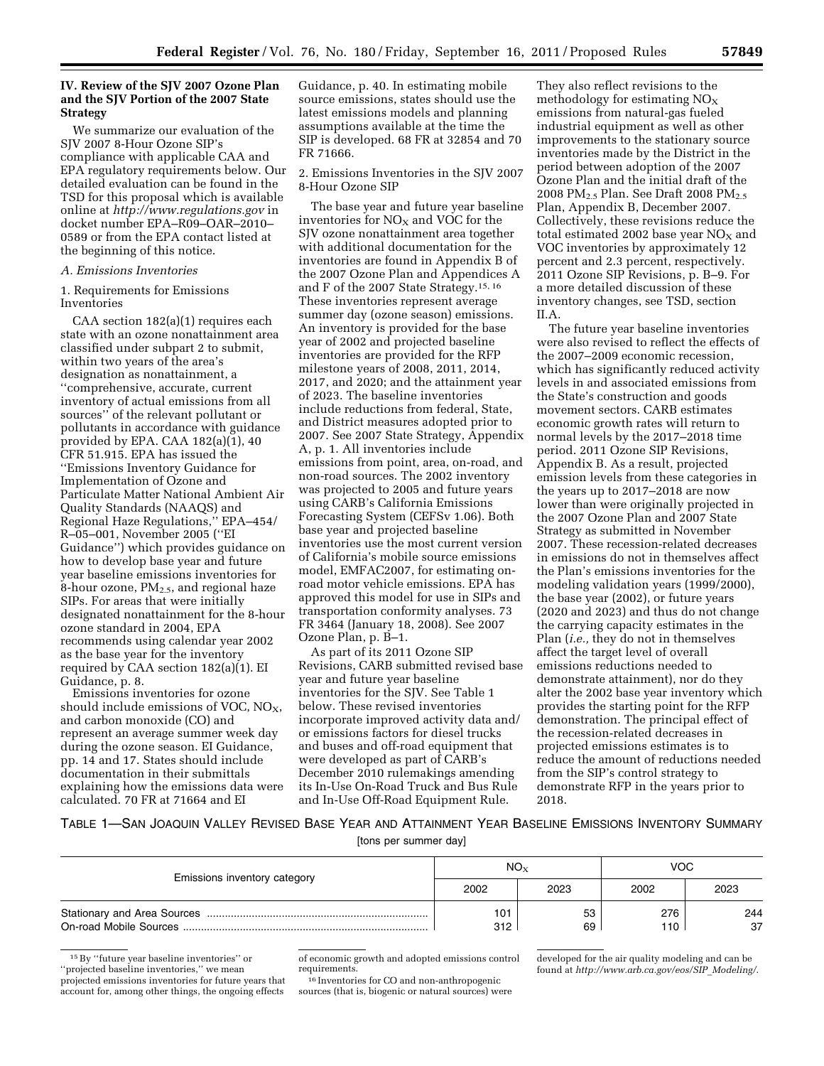## IV. Review of the SJV 2007 Ozone Plan and the SJV Portion of the 2007 State Strategy

We summarize our evaluation of the SJV 2007 8-Hour Ozone SIP's compliance with applicable CAA and EPA regulatory requirements below. Our detailed evaluation can be found in the TSD for this proposal which is available online at *http://www.regulations.gov* in docket number EPA–R09–OAR–2010–0589 or from the EPA contact listed at the beginning of this notice.

### A. Emissions Inventories

#### 1. Requirements for Emissions Inventories

CAA section 182(a)(1) requires each state with an ozone nonattainment area classified under subpart 2 to submit, within two years of the area's designation as nonattainment, a ''comprehensive, accurate, current inventory of actual emissions from all sources'' of the relevant pollutant or pollutants in accordance with guidance provided by EPA. CAA 182(a)(1), 40 CFR 51.915. EPA has issued the ''Emissions Inventory Guidance for Implementation of Ozone and Particulate Matter National Ambient Air Quality Standards (NAAQS) and Regional Haze Regulations,'' EPA–454/R–05–001, November 2005 (''EI Guidance'') which provides guidance on how to develop base year and future year baseline emissions inventories for 8-hour ozone, $PM_{2.5}$, and regional haze SIPs. For areas that were initially designated nonattainment for the 8-hour ozone standard in 2004, EPA recommends using calendar year 2002 as the base year for the inventory required by CAA section 182(a)(1). EI Guidance, p. 8.

Emissions inventories for ozone should include emissions of VOC, $NO_X$, and carbon monoxide (CO) and represent an average summer week day during the ozone season. EI Guidance, pp. 14 and 17. States should include documentation in their submittals explaining how the emissions data were calculated. 70 FR at 71664 and EI Guidance, p. 40. In estimating mobile source emissions, states should use the latest emissions models and planning assumptions available at the time the SIP is developed. 68 FR at 32854 and 70 FR 71666.

#### 2. Emissions Inventories in the SJV 2007 8-Hour Ozone SIP

The base year and future year baseline inventories for $NO_X$ and VOC for the SJV ozone nonattainment area together with additional documentation for the inventories are found in Appendix B of the 2007 Ozone Plan and Appendices A and F of the 2007 State Strategy.[15, 16] These inventories represent average summer day (ozone season) emissions. An inventory is provided for the base year of 2002 and projected baseline inventories are provided for the RFP milestone years of 2008, 2011, 2014, 2017, and 2020; and the attainment year of 2023. The baseline inventories include reductions from federal, State, and District measures adopted prior to 2007. See 2007 State Strategy, Appendix A, p. 1. All inventories include emissions from point, area, on-road, and non-road sources. The 2002 inventory was projected to 2005 and future years using CARB's California Emissions Forecasting System (CEFSv 1.06). Both base year and projected baseline inventories use the most current version of California's mobile source emissions model, EMFAC2007, for estimating on-road motor vehicle emissions. EPA has approved this model for use in SIPs and transportation conformity analyses. 73 FR 3464 (January 18, 2008). See 2007 Ozone Plan, p. B–1.

As part of its 2011 Ozone SIP Revisions, CARB submitted revised base year and future year baseline inventories for the SJV. See Table 1 below. These revised inventories incorporate improved activity data and/or emissions factors for diesel trucks and buses and off-road equipment that were developed as part of CARB's December 2010 rulemakings amending its In-Use On-Road Truck and Bus Rule and In-Use Off-Road Equipment Rule. They also reflect revisions to the methodology for estimating $NO_X$ emissions from natural-gas fueled industrial equipment as well as other improvements to the stationary source inventories made by the District in the period between adoption of the 2007 Ozone Plan and the initial draft of the 2008 $PM_{2.5}$ Plan. See Draft 2008 $PM_{2.5}$ Plan, Appendix B, December 2007. Collectively, these revisions reduce the total estimated 2002 base year $NO_X$ and VOC inventories by approximately 12 percent and 2.3 percent, respectively. 2011 Ozone SIP Revisions, p. B–9. For a more detailed discussion of these inventory changes, see TSD, section II.A.

The future year baseline inventories were also revised to reflect the effects of the 2007–2009 economic recession, which has significantly reduced activity levels in and associated emissions from the State's construction and goods movement sectors. CARB estimates economic growth rates will return to normal levels by the 2017–2018 time period. 2011 Ozone SIP Revisions, Appendix B. As a result, projected emission levels from these categories in the years up to 2017–2018 are now lower than were originally projected in the 2007 Ozone Plan and 2007 State Strategy as submitted in November 2007. These recession-related decreases in emissions do not in themselves affect the Plan's emissions inventories for the modeling validation years (1999/2000), the base year (2002), or future years (2020 and 2023) and thus do not change the carrying capacity estimates in the Plan (*i.e.,* they do not in themselves affect the target level of overall emissions reductions needed to demonstrate attainment), nor do they alter the 2002 base year inventory which provides the starting point for the RFP demonstration. The principal effect of the recession-related decreases in projected emissions estimates is to reduce the amount of reductions needed from the SIP's control strategy to demonstrate RFP in the years prior to 2018.

TABLE 1—SAN JOAQUIN VALLEY REVISED BASE YEAR AND ATTAINMENT YEAR BASELINE EMISSIONS INVENTORY SUMMARY

[tons per summer day]

| Emissions inventory category | $NO_X$ | | VOC | |
|---|---|---|---|---|
| | 2002 | 2023 | 2002 | 2023 |
| Stationary and Area Sources | 101 | 53 | 276 | 244 |
| On-road Mobile Sources | 312 | 69 | 110 | 37 |

[15] By ''future year baseline inventories'' or ''projected baseline inventories,'' we mean projected emissions inventories for future years that account for, among other things, the ongoing effects of economic growth and adopted emissions control requirements.

[16] Inventories for CO and non-anthropogenic sources (that is, biogenic or natural sources) were developed for the air quality modeling and can be found at *http://www.arb.ca.gov/eos/SIP_Modeling/*.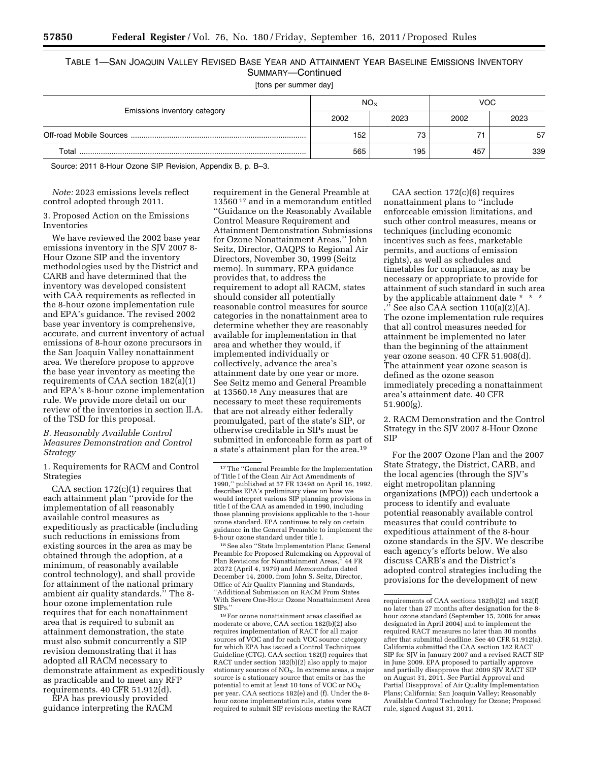TABLE 1—SAN JOAQUIN VALLEY REVISED BASE YEAR AND ATTAINMENT YEAR BASELINE EMISSIONS INVENTORY SUMMARY—Continued

[tons per summer day]

| Emissions inventory category | $NO_X$ | | VOC | |
|---|---|---|---|---|
| | 2002 | 2023 | 2002 | 2023 |
| Off-road Mobile Sources | 152 | 73 | 71 | 57 |
| Total | 565 | 195 | 457 | 339 |

Source: 2011 8-Hour Ozone SIP Revision, Appendix B, p. B–3.

*Note:* 2023 emissions levels reflect control adopted through 2011.

3. Proposed Action on the Emissions Inventories

We have reviewed the 2002 base year emissions inventory in the SJV 2007 8-Hour Ozone SIP and the inventory methodologies used by the District and CARB and have determined that the inventory was developed consistent with CAA requirements as reflected in the 8-hour ozone implementation rule and EPA's guidance. The revised 2002 base year inventory is comprehensive, accurate, and current inventory of actual emissions of 8-hour ozone precursors in the San Joaquin Valley nonattainment area. We therefore propose to approve the base year inventory as meeting the requirements of CAA section 182(a)(1) and EPA's 8-hour ozone implementation rule. We provide more detail on our review of the inventories in section II.A. of the TSD for this proposal.

*B. Reasonably Available Control Measures Demonstration and Control Strategy*

1. Requirements for RACM and Control Strategies

CAA section 172(c)(1) requires that each attainment plan "provide for the implementation of all reasonably available control measures as expeditiously as practicable (including such reductions in emissions from existing sources in the area as may be obtained through the adoption, at a minimum, of reasonably available control technology), and shall provide for attainment of the national primary ambient air quality standards." The 8-hour ozone implementation rule requires that for each nonattainment area that is required to submit an attainment demonstration, the state must also submit concurrently a SIP revision demonstrating that it has adopted all RACM necessary to demonstrate attainment as expeditiously as practicable and to meet any RFP requirements. 40 CFR 51.912(d).

EPA has previously provided guidance interpreting the RACM requirement in the General Preamble at 13560 [17] and in a memorandum entitled "Guidance on the Reasonably Available Control Measure Requirement and Attainment Demonstration Submissions for Ozone Nonattainment Areas," John Seitz, Director, OAQPS to Regional Air Directors, November 30, 1999 (Seitz memo). In summary, EPA guidance provides that, to address the requirement to adopt all RACM, states should consider all potentially reasonable control measures for source categories in the nonattainment area to determine whether they are reasonably available for implementation in that area and whether they would, if implemented individually or collectively, advance the area's attainment date by one year or more. See Seitz memo and General Preamble at 13560.[18] Any measures that are necessary to meet these requirements that are not already either federally promulgated, part of the state's SIP, or otherwise creditable in SIPs must be submitted in enforceable form as part of a state's attainment plan for the area.[19]

CAA section 172(c)(6) requires nonattainment plans to "include enforceable emission limitations, and such other control measures, means or techniques (including economic incentives such as fees, marketable permits, and auctions of emission rights), as well as schedules and timetables for compliance, as may be necessary or appropriate to provide for attainment of such standard in such area by the applicable attainment date * * * ." See also CAA section 110(a)(2)(A). The ozone implementation rule requires that all control measures needed for attainment be implemented no later than the beginning of the attainment year ozone season. 40 CFR 51.908(d). The attainment year ozone season is defined as the ozone season immediately preceding a nonattainment area's attainment date. 40 CFR 51.900(g).

2. RACM Demonstration and the Control Strategy in the SJV 2007 8-Hour Ozone SIP

For the 2007 Ozone Plan and the 2007 State Strategy, the District, CARB, and the local agencies (through the SJV's eight metropolitan planning organizations (MPO)) each undertook a process to identify and evaluate potential reasonably available control measures that could contribute to expeditious attainment of the 8-hour ozone standards in the SJV. We describe each agency's efforts below. We also discuss CARB's and the District's adopted control strategies including the provisions for the development of new

[17] The "General Preamble for the Implementation of Title I of the Clean Air Act Amendments of 1990," published at 57 FR 13498 on April 16, 1992, describes EPA's preliminary view on how we would interpret various SIP planning provisions in title I of the CAA as amended in 1990, including those planning provisions applicable to the 1-hour ozone standard. EPA continues to rely on certain guidance in the General Preamble to implement the 8-hour ozone standard under title I.

[18] See also "State Implementation Plans; General Preamble for Proposed Rulemaking on Approval of Plan Revisions for Nonattainment Areas," 44 FR 20372 (April 4, 1979) and *Memorandum* dated December 14, 2000, from John S. Seitz, Director, Office of Air Quality Planning and Standards, "Additional Submission on RACM From States With Severe One-Hour Ozone Nonattainment Area SIPs."

[19] For ozone nonattainment areas classified as moderate or above, CAA section 182(b)(2) also requires implementation of RACT for all major sources of VOC and for each VOC source category for which EPA has issued a Control Techniques Guideline (CTG). CAA section 182(f) requires that RACT under section 182(b)(2) also apply to major stationary sources of $NO_X$. In extreme areas, a major source is a stationary source that emits or has the potential to emit at least 10 tons of VOC or $NO_X$ per year. CAA sections 182(e) and (f). Under the 8-hour ozone implementation rule, states were required to submit SIP revisions meeting the RACT requirements of CAA sections 182(b)(2) and 182(f) no later than 27 months after designation for the 8-hour ozone standard (September 15, 2006 for areas designated in April 2004) and to implement the required RACT measures no later than 30 months after that submittal deadline. See 40 CFR 51.912(a). California submitted the CAA section 182 RACT SIP for SJV in January 2007 and a revised RACT SIP in June 2009. EPA proposed to partially approve and partially disapprove that 2009 SJV RACT SIP on August 31, 2011. See Partial Approval and Partial Disapproval of Air Quality Implementation Plans; California; San Joaquin Valley; Reasonably Available Control Technology for Ozone; Proposed rule, signed August 31, 2011.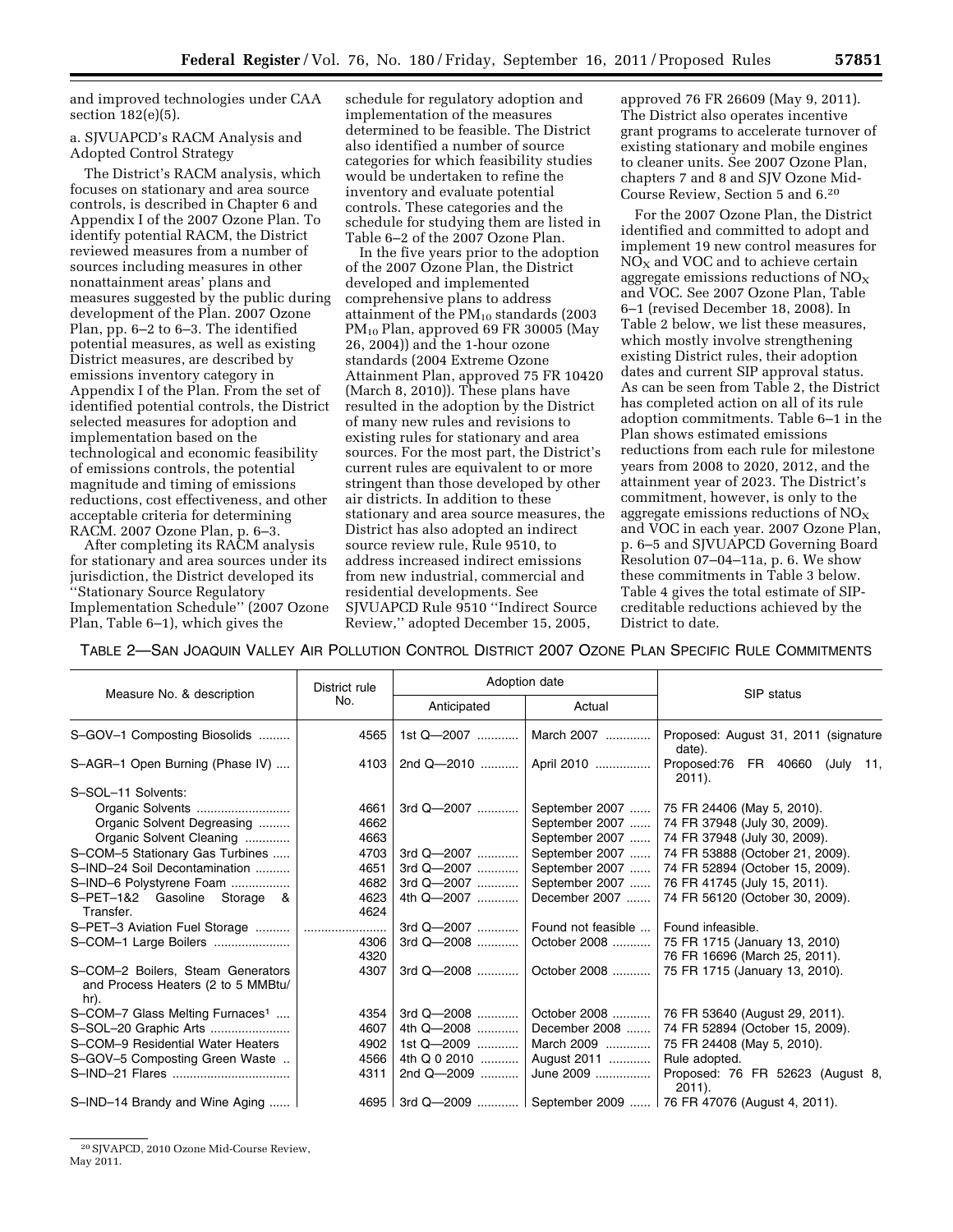and improved technologies under CAA section 182(e)(5).

a. SJVUAPCD's RACM Analysis and Adopted Control Strategy

The District's RACM analysis, which focuses on stationary and area source controls, is described in Chapter 6 and Appendix I of the 2007 Ozone Plan. To identify potential RACM, the District reviewed measures from a number of sources including measures in other nonattainment areas' plans and measures suggested by the public during development of the Plan. 2007 Ozone Plan, pp. 6–2 to 6–3. The identified potential measures, as well as existing District measures, are described by emissions inventory category in Appendix I of the Plan. From the set of identified potential controls, the District selected measures for adoption and implementation based on the technological and economic feasibility of emissions controls, the potential magnitude and timing of emissions reductions, cost effectiveness, and other acceptable criteria for determining RACM. 2007 Ozone Plan, p. 6–3.

After completing its RACM analysis for stationary and area sources under its jurisdiction, the District developed its ''Stationary Source Regulatory Implementation Schedule'' (2007 Ozone Plan, Table 6–1), which gives the schedule for regulatory adoption and implementation of the measures determined to be feasible. The District also identified a number of source categories for which feasibility studies would be undertaken to refine the inventory and evaluate potential controls. These categories and the schedule for studying them are listed in Table 6–2 of the 2007 Ozone Plan.

In the five years prior to the adoption of the 2007 Ozone Plan, the District developed and implemented comprehensive plans to address attainment of the $PM_{10}$ standards (2003 $PM_{10}$ Plan, approved 69 FR 30005 (May 26, 2004)) and the 1-hour ozone standards (2004 Extreme Ozone Attainment Plan, approved 75 FR 10420 (March 8, 2010)). These plans have resulted in the adoption by the District of many new rules and revisions to existing rules for stationary and area sources. For the most part, the District's current rules are equivalent to or more stringent than those developed by other air districts. In addition to these stationary and area source measures, the District has also adopted an indirect source review rule, Rule 9510, to address increased indirect emissions from new industrial, commercial and residential developments. See SJVUAPCD Rule 9510 ''Indirect Source Review,'' adopted December 15, 2005, approved 76 FR 26609 (May 9, 2011). The District also operates incentive grant programs to accelerate turnover of existing stationary and mobile engines to cleaner units. See 2007 Ozone Plan, chapters 7 and 8 and SJV Ozone Mid-Course Review, Section 5 and 6.[20]

For the 2007 Ozone Plan, the District identified and committed to adopt and implement 19 new control measures for $NO_X$ and VOC and to achieve certain aggregate emissions reductions of $NO_X$ and VOC. See 2007 Ozone Plan, Table 6–1 (revised December 18, 2008). In Table 2 below, we list these measures, which mostly involve strengthening existing District rules, their adoption dates and current SIP approval status. As can be seen from Table 2, the District has completed action on all of its rule adoption commitments. Table 6–1 in the Plan shows estimated emissions reductions from each rule for milestone years from 2008 to 2020, 2012, and the attainment year of 2023. The District's commitment, however, is only to the aggregate emissions reductions of $NO_X$ and VOC in each year. 2007 Ozone Plan, p. 6–5 and SJVUAPCD Governing Board Resolution 07–04–11a, p. 6. We show these commitments in Table 3 below. Table 4 gives the total estimate of SIP-creditable reductions achieved by the District to date.

TABLE 2—SAN JOAQUIN VALLEY AIR POLLUTION CONTROL DISTRICT 2007 OZONE PLAN SPECIFIC RULE COMMITMENTS

| Measure No. & description | District rule No. | Adoption date | | SIP status |
|---|---|---|---|---|
| | | Anticipated | Actual | |
| S–GOV–1 Composting Biosolids | 4565 | 1st Q—2007 | March 2007 | Proposed: August 31, 2011 (signature date). |
| S–AGR–1 Open Burning (Phase IV) | 4103 | 2nd Q—2010 | April 2010 | Proposed:76 FR 40660 (July 11, 2011). |
| S–SOL–11 Solvents: | | | | |
| Organic Solvents | 4661 | 3rd Q—2007 | September 2007 | 75 FR 24406 (May 5, 2010). |
| Organic Solvent Degreasing | 4662 | | September 2007 | 74 FR 37948 (July 30, 2009). |
| Organic Solvent Cleaning | 4663 | | September 2007 | 74 FR 37948 (July 30, 2009). |
| S–COM–5 Stationary Gas Turbines | 4703 | 3rd Q—2007 | September 2007 | 74 FR 53888 (October 21, 2009). |
| S–IND–24 Soil Decontamination | 4651 | 3rd Q—2007 | September 2007 | 74 FR 52894 (October 15, 2009). |
| S–IND–6 Polystyrene Foam | 4682 | 3rd Q—2007 | September 2007 | 76 FR 41745 (July 15, 2011). |
| S–PET–1&2 Gasoline Storage & Transfer. | 4623<br>4624 | 4th Q—2007 | December 2007 | 74 FR 56120 (October 30, 2009). |
| S–PET–3 Aviation Fuel Storage | | 3rd Q—2007 | Found not feasible | Found infeasible. |
| S–COM–1 Large Boilers | 4306<br>4320 | 3rd Q—2008 | October 2008 | 75 FR 1715 (January 13, 2010)<br>76 FR 16696 (March 25, 2011). |
| S–COM–2 Boilers, Steam Generators and Process Heaters (2 to 5 MMBtu/hr). | 4307 | 3rd Q—2008 | October 2008 | 75 FR 1715 (January 13, 2010). |
| S–COM–7 Glass Melting Furnaces[1] | 4354 | 3rd Q—2008 | October 2008 | 76 FR 53640 (August 29, 2011). |
| S–SOL–20 Graphic Arts | 4607 | 4th Q—2008 | December 2008 | 74 FR 52894 (October 15, 2009). |
| S–COM–9 Residential Water Heaters | 4902 | 1st Q—2009 | March 2009 | 75 FR 24408 (May 5, 2010). |
| S–GOV–5 Composting Green Waste | 4566 | 4th Q 0 2010 | August 2011 | Rule adopted. |
| S–IND–21 Flares | 4311 | 2nd Q—2009 | June 2009 | Proposed: 76 FR 52623 (August 8, 2011). |
| S–IND–14 Brandy and Wine Aging | 4695 | 3rd Q—2009 | September 2009 | 76 FR 47076 (August 4, 2011). |

[20] SJVAPCD, 2010 Ozone Mid-Course Review, May 2011.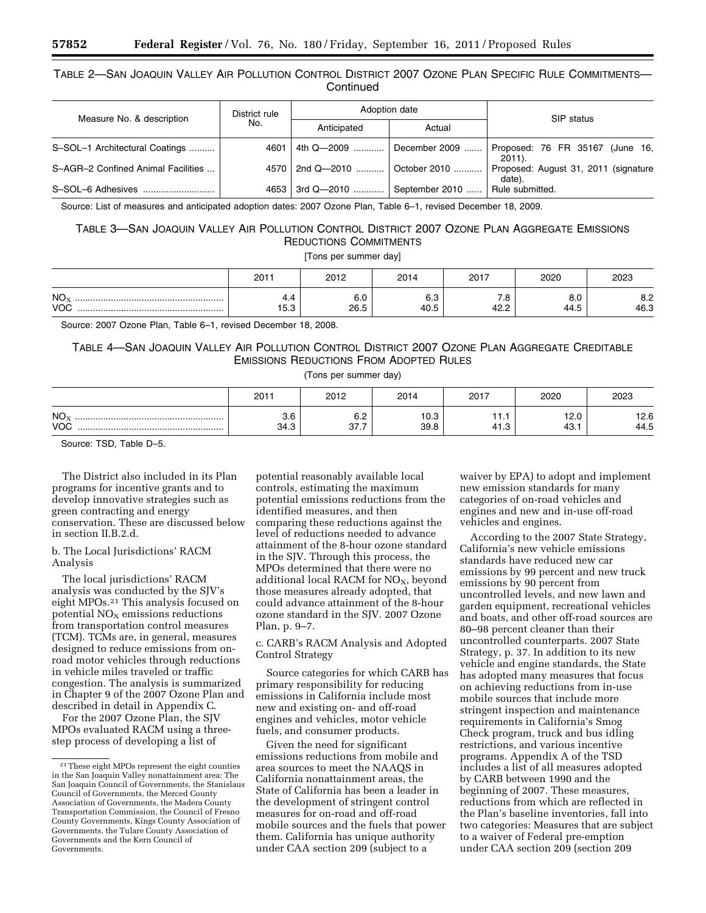TABLE 2—SAN JOAQUIN VALLEY AIR POLLUTION CONTROL DISTRICT 2007 OZONE PLAN SPECIFIC RULE COMMITMENTS—Continued

| Measure No. & description | District rule No. | Adoption date | | SIP status |
|---|---|---|---|---|
| | | Anticipated | Actual | |
| S–SOL–1 Architectural Coatings | 4601 | 4th Q—2009 | December 2009 | Proposed: 76 FR 35167 (June 16, 2011). |
| S–AGR–2 Confined Animal Facilities | 4570 | 2nd Q—2010 | October 2010 | Proposed: August 31, 2011 (signature date). |
| S–SOL–6 Adhesives | 4653 | 3rd Q—2010 | September 2010 | Rule submitted. |

Source: List of measures and anticipated adoption dates: 2007 Ozone Plan, Table 6–1, revised December 18, 2009.

TABLE 3—SAN JOAQUIN VALLEY AIR POLLUTION CONTROL DISTRICT 2007 OZONE PLAN AGGREGATE EMISSIONS REDUCTIONS COMMITMENTS

[Tons per summer day]

| | 2011 | 2012 | 2014 | 2017 | 2020 | 2023 |
|---|---|---|---|---|---|---|
| $NO_X$ | 4.4 | 6.0 | 6.3 | 7.8 | 8.0 | 8.2 |
| VOC | 15.3 | 26.5 | 40.5 | 42.2 | 44.5 | 46.3 |

Source: 2007 Ozone Plan, Table 6–1, revised December 18, 2008.

TABLE 4—SAN JOAQUIN VALLEY AIR POLLUTION CONTROL DISTRICT 2007 OZONE PLAN AGGREGATE CREDITABLE EMISSIONS REDUCTIONS FROM ADOPTED RULES

(Tons per summer day)

| | 2011 | 2012 | 2014 | 2017 | 2020 | 2023 |
|---|---|---|---|---|---|---|
| $NO_X$ | 3.6 | 6.2 | 10.3 | 11.1 | 12.0 | 12.6 |
| VOC | 34.3 | 37.7 | 39.8 | 41.3 | 43.1 | 44.5 |

Source: TSD, Table D–5.

The District also included in its Plan programs for incentive grants and to develop innovative strategies such as green contracting and energy conservation. These are discussed below in section II.B.2.d.

b. The Local Jurisdictions' RACM Analysis

The local jurisdictions' RACM analysis was conducted by the SJV's eight MPOs.[21] This analysis focused on potential $NO_X$ emissions reductions from transportation control measures (TCM). TCMs are, in general, measures designed to reduce emissions from on-road motor vehicles through reductions in vehicle miles traveled or traffic congestion. The analysis is summarized in Chapter 9 of the 2007 Ozone Plan and described in detail in Appendix C.

For the 2007 Ozone Plan, the SJV MPOs evaluated RACM using a three-step process of developing a list of potential reasonably available local controls, estimating the maximum potential emissions reductions from the identified measures, and then comparing these reductions against the level of reductions needed to advance attainment of the 8-hour ozone standard in the SJV. Through this process, the MPOs determined that there were no additional local RACM for $NO_X$, beyond those measures already adopted, that could advance attainment of the 8-hour ozone standard in the SJV. 2007 Ozone Plan, p. 9–7.

c. CARB's RACM Analysis and Adopted Control Strategy

Source categories for which CARB has primary responsibility for reducing emissions in California include most new and existing on- and off-road engines and vehicles, motor vehicle fuels, and consumer products.

Given the need for significant emissions reductions from mobile and area sources to meet the NAAQS in California nonattainment areas, the State of California has been a leader in the development of stringent control measures for on-road and off-road mobile sources and the fuels that power them. California has unique authority under CAA section 209 (subject to a waiver by EPA) to adopt and implement new emission standards for many categories of on-road vehicles and engines and new and in-use off-road vehicles and engines.

According to the 2007 State Strategy, California's new vehicle emissions standards have reduced new car emissions by 99 percent and new truck emissions by 90 percent from uncontrolled levels, and new lawn and garden equipment, recreational vehicles and boats, and other off-road sources are 80–98 percent cleaner than their uncontrolled counterparts. 2007 State Strategy, p. 37. In addition to its new vehicle and engine standards, the State has adopted many measures that focus on achieving reductions from in-use mobile sources that include more stringent inspection and maintenance requirements in California's Smog Check program, truck and bus idling restrictions, and various incentive programs. Appendix A of the TSD includes a list of all measures adopted by CARB between 1990 and the beginning of 2007. These measures, reductions from which are reflected in the Plan's baseline inventories, fall into two categories: Measures that are subject to a waiver of Federal pre-emption under CAA section 209 (section 209

[21] These eight MPOs represent the eight counties in the San Joaquin Valley nonattainment area: The San Joaquin Council of Governments, the Stanislaus Council of Governments, the Merced County Association of Governments, the Madera County Transportation Commission, the Council of Fresno County Governments, Kings County Association of Governments, the Tulare County Association of Governments and the Kern Council of Governments.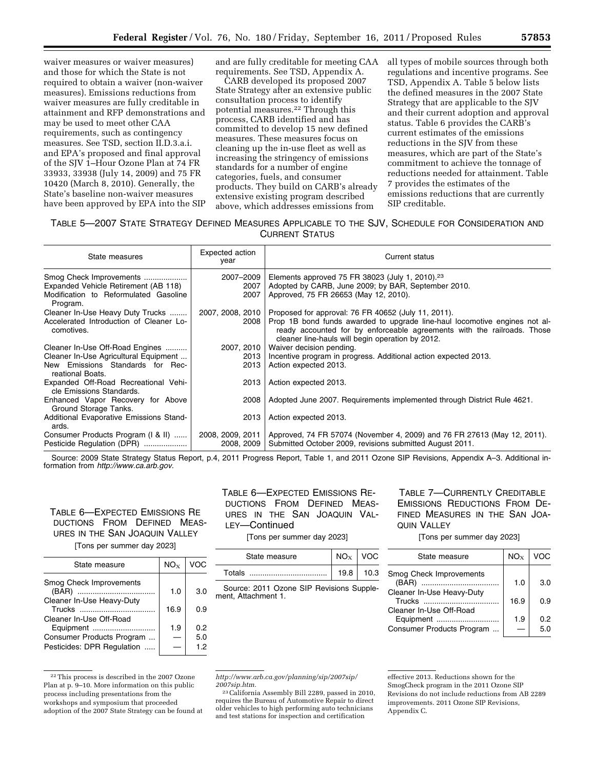waiver measures or waiver measures) and those for which the State is not required to obtain a waiver (non-waiver measures). Emissions reductions from waiver measures are fully creditable in attainment and RFP demonstrations and may be used to meet other CAA requirements, such as contingency measures. See TSD, section II.D.3.a.i. and EPA's proposed and final approval of the SJV 1–Hour Ozone Plan at 74 FR 33933, 33938 (July 14, 2009) and 75 FR 10420 (March 8, 2010). Generally, the State's baseline non-waiver measures have been approved by EPA into the SIP and are fully creditable for meeting CAA requirements. See TSD, Appendix A.

CARB developed its proposed 2007 State Strategy after an extensive public consultation process to identify potential measures.[22] Through this process, CARB identified and has committed to develop 15 new defined measures. These measures focus on cleaning up the in-use fleet as well as increasing the stringency of emissions standards for a number of engine categories, fuels, and consumer products. They build on CARB's already extensive existing program described above, which addresses emissions from all types of mobile sources through both regulations and incentive programs. See TSD, Appendix A. Table 5 below lists the defined measures in the 2007 State Strategy that are applicable to the SJV and their current adoption and approval status. Table 6 provides the CARB's current estimates of the emissions reductions in the SJV from these measures, which are part of the State's commitment to achieve the tonnage of reductions needed for attainment. Table 7 provides the estimates of the emissions reductions that are currently SIP creditable.

TABLE 5—2007 STATE STRATEGY DEFINED MEASURES APPLICABLE TO THE SJV, SCHEDULE FOR CONSIDERATION AND CURRENT STATUS

| State measures | Expected action year | Current status |
|---|---|---|
| Smog Check Improvements | 2007–2009 | Elements approved 75 FR 38023 (July 1, 2010).[23] |
| Expanded Vehicle Retirement (AB 118) | 2007 | Adopted by CARB, June 2009; by BAR, September 2010. |
| Modification to Reformulated Gasoline Program. | 2007 | Approved, 75 FR 26653 (May 12, 2010). |
| Cleaner In-Use Heavy Duty Trucks | 2007, 2008, 2010 | Proposed for approval: 76 FR 40652 (July 11, 2011). |
| Accelerated Introduction of Cleaner Locomotives. | 2008 | Prop 1B bond funds awarded to upgrade line-haul locomotive engines not already accounted for by enforceable agreements with the railroads. Those cleaner line-hauls will begin operation by 2012. |
| Cleaner In-Use Off-Road Engines | 2007, 2010 | Waiver decision pending. |
| Cleaner In-Use Agricultural Equipment | 2013 | Incentive program in progress. Additional action expected 2013. |
| New Emissions Standards for Recreational Boats. | 2013 | Action expected 2013. |
| Expanded Off-Road Recreational Vehicle Emissions Standards. | 2013 | Action expected 2013. |
| Enhanced Vapor Recovery for Above Ground Storage Tanks. | 2008 | Adopted June 2007. Requirements implemented through District Rule 4621. |
| Additional Evaporative Emissions Standards. | 2013 | Action expected 2013. |
| Consumer Products Program (I & II) | 2008, 2009, 2011 | Approved, 74 FR 57074 (November 4, 2009) and 76 FR 27613 (May 12, 2011). |
| Pesticide Regulation (DPR) | 2008, 2009 | Submitted October 2009, revisions submitted August 2011. |

Source: 2009 State Strategy Status Report, p.4, 2011 Progress Report, Table 1, and 2011 Ozone SIP Revisions, Appendix A–3. Additional information from *http://www.ca.arb.gov*.

TABLE 6—EXPECTED EMISSIONS REDUCTIONS FROM DEFINED MEASURES IN THE SAN JOAQUIN VALLEY

[Tons per summer day 2023]

| State measure | $NO_X$ | VOC |
|---|---|---|
| Smog Check Improvements (BAR) | 1.0 | 3.0 |
| Cleaner In-Use Heavy-Duty Trucks | 16.9 | 0.9 |
| Cleaner In-Use Off-Road Equipment | 1.9 | 0.2 |
| Consumer Products Program | — | 5.0 |
| Pesticides: DPR Regulation | — | 1.2 |
| Totals | 19.8 | 10.3 |

Source: 2011 Ozone SIP Revisions Supplement, Attachment 1.

TABLE 7—CURRENTLY CREDITABLE EMISSIONS REDUCTIONS FROM DEFINED MEASURES IN THE SAN JOAQUIN VALLEY

[Tons per summer day 2023]

| State measure | $NO_X$ | VOC |
|---|---|---|
| Smog Check Improvements (BAR) | 1.0 | 3.0 |
| Cleaner In-Use Heavy-Duty Trucks | 16.9 | 0.9 |
| Cleaner In-Use Off-Road Equipment | 1.9 | 0.2 |
| Consumer Products Program | — | 5.0 |

---

[22] This process is described in the 2007 Ozone Plan at p. 9–10. More information on this public process including presentations from the workshops and symposium that proceeded adoption of the 2007 State Strategy can be found at *http://www.arb.ca.gov/planning/sip/2007sip/2007sip.htm*.

[23] California Assembly Bill 2289, passed in 2010, requires the Bureau of Automotive Repair to direct older vehicles to high performing auto technicians and test stations for inspection and certification effective 2013. Reductions shown for the SmogCheck program in the 2011 Ozone SIP Revisions do not include reductions from AB 2289 improvements. 2011 Ozone SIP Revisions, Appendix C.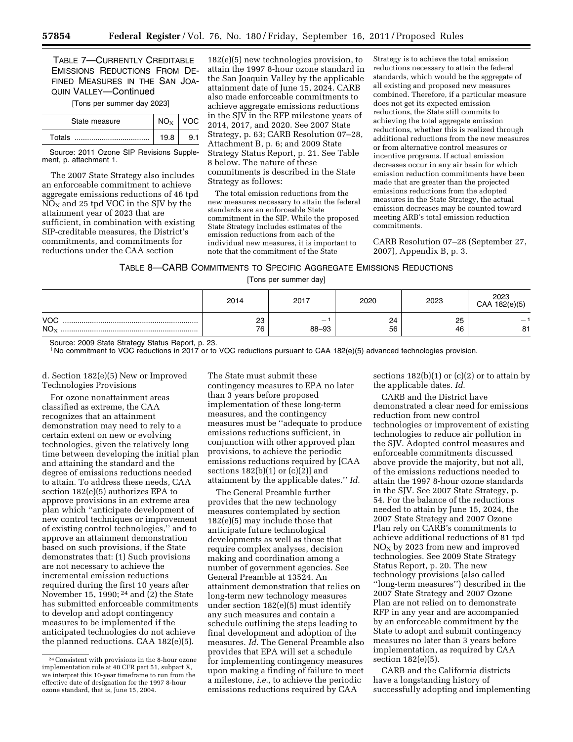TABLE 7—CURRENTLY CREDITABLE EMISSIONS REDUCTIONS FROM DEFINED MEASURES IN THE SAN JOAQUIN VALLEY—Continued

[Tons per summer day 2023]

| State measure | $NO_X$ | VOC |
|---|---|---|
| Totals | 19.8 | 9.1 |

Source: 2011 Ozone SIP Revisions Supplement, p. attachment 1.

The 2007 State Strategy also includes an enforceable commitment to achieve aggregate emissions reductions of 46 tpd $NO_X$ and 25 tpd VOC in the SJV by the attainment year of 2023 that are sufficient, in combination with existing SIP-creditable measures, the District's commitments, and commitments for reductions under the CAA section 182(e)(5) new technologies provision, to attain the 1997 8-hour ozone standard in the San Joaquin Valley by the applicable attainment date of June 15, 2024. CARB also made enforceable commitments to achieve aggregate emissions reductions in the SJV in the RFP milestone years of 2014, 2017, and 2020. See 2007 State Strategy, p. 63; CARB Resolution 07–28, Attachment B, p. 6; and 2009 State Strategy Status Report, p. 21. See Table 8 below. The nature of these commitments is described in the State Strategy as follows:

> The total emission reductions from the new measures necessary to attain the federal standards are an enforceable State commitment in the SIP. While the proposed State Strategy includes estimates of the emission reductions from each of the individual new measures, it is important to note that the commitment of the State Strategy is to achieve the total emission reductions necessary to attain the federal standards, which would be the aggregate of all existing and proposed new measures combined. Therefore, if a particular measure does not get its expected emission reductions, the State still commits to achieving the total aggregate emission reductions, whether this is realized through additional reductions from the new measures or from alternative control measures or incentive programs. If actual emission decreases occur in any air basin for which emission reduction commitments have been made that are greater than the projected emissions reductions from the adopted measures in the State Strategy, the actual emission decreases may be counted toward meeting ARB's total emission reduction commitments.

CARB Resolution 07–28 (September 27, 2007), Appendix B, p. 3.

TABLE 8—CARB COMMITMENTS TO SPECIFIC AGGREGATE EMISSIONS REDUCTIONS

[Tons per summer day]

| | 2014 | 2017 | 2020 | 2023 | 2023 CAA 182(e)(5) |
|---|---|---|---|---|---|
| VOC | 23 | —[1] | 24 | 25 | —[1] |
| $NO_X$ | 76 | 88–93 | 56 | 46 | 81 |

Source: 2009 State Strategy Status Report, p. 23.

[1] No commitment to VOC reductions in 2017 or to VOC reductions pursuant to CAA 182(e)(5) advanced technologies provision.

d. Section 182(e)(5) New or Improved Technologies Provisions

For ozone nonattainment areas classified as extreme, the CAA recognizes that an attainment demonstration may need to rely to a certain extent on new or evolving technologies, given the relatively long time between developing the initial plan and attaining the standard and the degree of emissions reductions needed to attain. To address these needs, CAA section 182(e)(5) authorizes EPA to approve provisions in an extreme area plan which ''anticipate development of new control techniques or improvement of existing control technologies,'' and to approve an attainment demonstration based on such provisions, if the State demonstrates that: (1) Such provisions are not necessary to achieve the incremental emission reductions required during the first 10 years after November 15, 1990;[24] and (2) the State has submitted enforceable commitments to develop and adopt contingency measures to be implemented if the anticipated technologies do not achieve the planned reductions. CAA 182(e)(5). The State must submit these contingency measures to EPA no later than 3 years before proposed implementation of these long-term measures, and the contingency measures must be ''adequate to produce emissions reductions sufficient, in conjunction with other approved plan provisions, to achieve the periodic emissions reductions required by [CAA sections 182(b)(1) or (c)(2)] and attainment by the applicable dates.'' *Id.*

The General Preamble further provides that the new technology measures contemplated by section 182(e)(5) may include those that anticipate future technological developments as well as those that require complex analyses, decision making and coordination among a number of government agencies. See General Preamble at 13524. An attainment demonstration that relies on long-term new technology measures under section 182(e)(5) must identify any such measures and contain a schedule outlining the steps leading to final development and adoption of the measures. *Id.* The General Preamble also provides that EPA will set a schedule for implementing contingency measures upon making a finding of failure to meet a milestone, *i.e.,* to achieve the periodic emissions reductions required by CAA sections 182(b)(1) or (c)(2) or to attain by the applicable dates. *Id.*

CARB and the District have demonstrated a clear need for emissions reduction from new control technologies or improvement of existing technologies to reduce air pollution in the SJV. Adopted control measures and enforceable commitments discussed above provide the majority, but not all, of the emissions reductions needed to attain the 1997 8-hour ozone standards in the SJV. See 2007 State Strategy, p. 54. For the balance of the reductions needed to attain by June 15, 2024, the 2007 State Strategy and 2007 Ozone Plan rely on CARB's commitments to achieve additional reductions of 81 tpd $NO_X$ by 2023 from new and improved technologies. See 2009 State Strategy Status Report, p. 20. The new technology provisions (also called ''long-term measures'') described in the 2007 State Strategy and 2007 Ozone Plan are not relied on to demonstrate RFP in any year and are accompanied by an enforceable commitment by the State to adopt and submit contingency measures no later than 3 years before implementation, as required by CAA section 182(e)(5).

CARB and the California districts have a longstanding history of successfully adopting and implementing

[24] Consistent with provisions in the 8-hour ozone implementation rule at 40 CFR part 51, subpart X, we interpret this 10-year timeframe to run from the effective date of designation for the 1997 8-hour ozone standard, that is, June 15, 2004.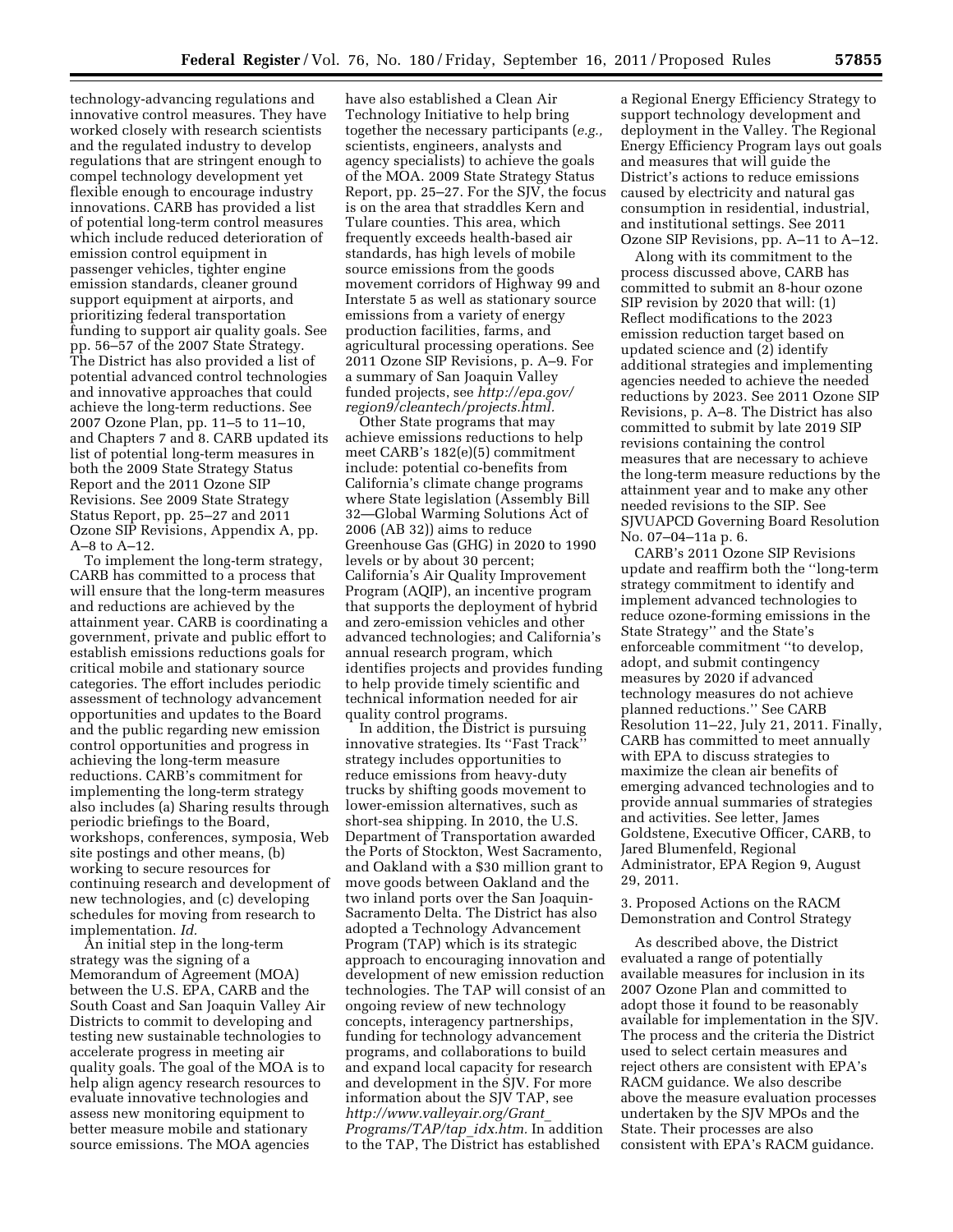technology-advancing regulations and innovative control measures. They have worked closely with research scientists and the regulated industry to develop regulations that are stringent enough to compel technology development yet flexible enough to encourage industry innovations. CARB has provided a list of potential long-term control measures which include reduced deterioration of emission control equipment in passenger vehicles, tighter engine emission standards, cleaner ground support equipment at airports, and prioritizing federal transportation funding to support air quality goals. See pp. 56–57 of the 2007 State Strategy. The District has also provided a list of potential advanced control technologies and innovative approaches that could achieve the long-term reductions. See 2007 Ozone Plan, pp. 11–5 to 11–10, and Chapters 7 and 8. CARB updated its list of potential long-term measures in both the 2009 State Strategy Status Report and the 2011 Ozone SIP Revisions. See 2009 State Strategy Status Report, pp. 25–27 and 2011 Ozone SIP Revisions, Appendix A, pp. A–8 to A–12.

To implement the long-term strategy, CARB has committed to a process that will ensure that the long-term measures and reductions are achieved by the attainment year. CARB is coordinating a government, private and public effort to establish emissions reductions goals for critical mobile and stationary source categories. The effort includes periodic assessment of technology advancement opportunities and updates to the Board and the public regarding new emission control opportunities and progress in achieving the long-term measure reductions. CARB's commitment for implementing the long-term strategy also includes (a) Sharing results through periodic briefings to the Board, workshops, conferences, symposia, Web site postings and other means, (b) working to secure resources for continuing research and development of new technologies, and (c) developing schedules for moving from research to implementation. *Id.*

An initial step in the long-term strategy was the signing of a Memorandum of Agreement (MOA) between the U.S. EPA, CARB and the South Coast and San Joaquin Valley Air Districts to commit to developing and testing new sustainable technologies to accelerate progress in meeting air quality goals. The goal of the MOA is to help align agency research resources to evaluate innovative technologies and assess new monitoring equipment to better measure mobile and stationary source emissions. The MOA agencies have also established a Clean Air Technology Initiative to help bring together the necessary participants (*e.g.,* scientists, engineers, analysts and agency specialists) to achieve the goals of the MOA. 2009 State Strategy Status Report, pp. 25–27. For the SJV, the focus is on the area that straddles Kern and Tulare counties. This area, which frequently exceeds health-based air standards, has high levels of mobile source emissions from the goods movement corridors of Highway 99 and Interstate 5 as well as stationary source emissions from a variety of energy production facilities, farms, and agricultural processing operations. See 2011 Ozone SIP Revisions, p. A–9. For a summary of San Joaquin Valley funded projects, see *http://epa.gov/region9/cleantech/projects.html.*

Other State programs that may achieve emissions reductions to help meet CARB's 182(e)(5) commitment include: potential co-benefits from California's climate change programs where State legislation (Assembly Bill 32—Global Warming Solutions Act of 2006 (AB 32)) aims to reduce Greenhouse Gas (GHG) in 2020 to 1990 levels or by about 30 percent; California's Air Quality Improvement Program (AQIP), an incentive program that supports the deployment of hybrid and zero-emission vehicles and other advanced technologies; and California's annual research program, which identifies projects and provides funding to help provide timely scientific and technical information needed for air quality control programs.

In addition, the District is pursuing innovative strategies. Its ''Fast Track'' strategy includes opportunities to reduce emissions from heavy-duty trucks by shifting goods movement to lower-emission alternatives, such as short-sea shipping. In 2010, the U.S. Department of Transportation awarded the Ports of Stockton, West Sacramento, and Oakland with a $30 million grant to move goods between Oakland and the two inland ports over the San Joaquin-Sacramento Delta. The District has also adopted a Technology Advancement Program (TAP) which is its strategic approach to encouraging innovation and development of new emission reduction technologies. The TAP will consist of an ongoing review of new technology concepts, interagency partnerships, funding for technology advancement programs, and collaborations to build and expand local capacity for research and development in the SJV. For more information about the SJV TAP, see *http://www.valleyair.org/Grant_Programs/TAP/tap_idx.htm.* In addition to the TAP, The District has established a Regional Energy Efficiency Strategy to support technology development and deployment in the Valley. The Regional Energy Efficiency Program lays out goals and measures that will guide the District's actions to reduce emissions caused by electricity and natural gas consumption in residential, industrial, and institutional settings. See 2011 Ozone SIP Revisions, pp. A–11 to A–12.

Along with its commitment to the process discussed above, CARB has committed to submit an 8-hour ozone SIP revision by 2020 that will: (1) Reflect modifications to the 2023 emission reduction target based on updated science and (2) identify additional strategies and implementing agencies needed to achieve the needed reductions by 2023. See 2011 Ozone SIP Revisions, p. A–8. The District has also committed to submit by late 2019 SIP revisions containing the control measures that are necessary to achieve the long-term measure reductions by the attainment year and to make any other needed revisions to the SIP. See SJVUAPCD Governing Board Resolution No. 07–04–11a p. 6.

CARB's 2011 Ozone SIP Revisions update and reaffirm both the ''long-term strategy commitment to identify and implement advanced technologies to reduce ozone-forming emissions in the State Strategy'' and the State's enforceable commitment ''to develop, adopt, and submit contingency measures by 2020 if advanced technology measures do not achieve planned reductions.'' See CARB Resolution 11–22, July 21, 2011. Finally, CARB has committed to meet annually with EPA to discuss strategies to maximize the clean air benefits of emerging advanced technologies and to provide annual summaries of strategies and activities. See letter, James Goldstene, Executive Officer, CARB, to Jared Blumenfeld, Regional Administrator, EPA Region 9, August 29, 2011.

3. Proposed Actions on the RACM Demonstration and Control Strategy

As described above, the District evaluated a range of potentially available measures for inclusion in its 2007 Ozone Plan and committed to adopt those it found to be reasonably available for implementation in the SJV. The process and the criteria the District used to select certain measures and reject others are consistent with EPA's RACM guidance. We also describe above the measure evaluation processes undertaken by the SJV MPOs and the State. Their processes are also consistent with EPA's RACM guidance.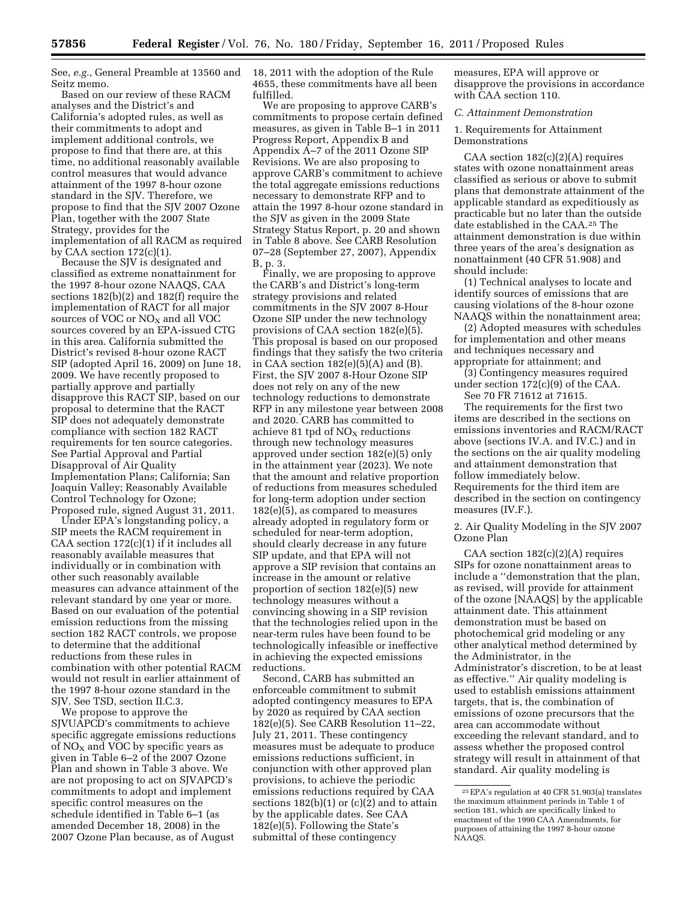See, *e.g.,* General Preamble at 13560 and Seitz memo.

Based on our review of these RACM analyses and the District's and California's adopted rules, as well as their commitments to adopt and implement additional controls, we propose to find that there are, at this time, no additional reasonably available control measures that would advance attainment of the 1997 8-hour ozone standard in the SJV. Therefore, we propose to find that the SJV 2007 Ozone Plan, together with the 2007 State Strategy, provides for the implementation of all RACM as required by CAA section 172(c)(1).

Because the SJV is designated and classified as extreme nonattainment for the 1997 8-hour ozone NAAQS, CAA sections 182(b)(2) and 182(f) require the implementation of RACT for all major sources of VOC or $NO_X$ and all VOC sources covered by an EPA-issued CTG in this area. California submitted the District's revised 8-hour ozone RACT SIP (adopted April 16, 2009) on June 18, 2009. We have recently proposed to partially approve and partially disapprove this RACT SIP, based on our proposal to determine that the RACT SIP does not adequately demonstrate compliance with section 182 RACT requirements for ten source categories. See Partial Approval and Partial Disapproval of Air Quality Implementation Plans; California; San Joaquin Valley; Reasonably Available Control Technology for Ozone; Proposed rule, signed August 31, 2011.

Under EPA's longstanding policy, a SIP meets the RACM requirement in CAA section 172(c)(1) if it includes all reasonably available measures that individually or in combination with other such reasonably available measures can advance attainment of the relevant standard by one year or more. Based on our evaluation of the potential emission reductions from the missing section 182 RACT controls, we propose to determine that the additional reductions from these rules in combination with other potential RACM would not result in earlier attainment of the 1997 8-hour ozone standard in the SJV. See TSD, section II.C.3.

We propose to approve the SJVUAPCD's commitments to achieve specific aggregate emissions reductions of $NO_X$ and VOC by specific years as given in Table 6–2 of the 2007 Ozone Plan and shown in Table 3 above. We are not proposing to act on SJVAPCD's commitments to adopt and implement specific control measures on the schedule identified in Table 6–1 (as amended December 18, 2008) in the 2007 Ozone Plan because, as of August 18, 2011 with the adoption of the Rule 4655, these commitments have all been fulfilled.

We are proposing to approve CARB's commitments to propose certain defined measures, as given in Table B–1 in 2011 Progress Report, Appendix B and Appendix A–7 of the 2011 Ozone SIP Revisions. We are also proposing to approve CARB's commitment to achieve the total aggregate emissions reductions necessary to demonstrate RFP and to attain the 1997 8-hour ozone standard in the SJV as given in the 2009 State Strategy Status Report, p. 20 and shown in Table 8 above. See CARB Resolution 07–28 (September 27, 2007), Appendix B, p. 3.

Finally, we are proposing to approve the CARB's and District's long-term strategy provisions and related commitments in the SJV 2007 8-Hour Ozone SIP under the new technology provisions of CAA section 182(e)(5). This proposal is based on our proposed findings that they satisfy the two criteria in CAA section 182(e)(5)(A) and (B). First, the SJV 2007 8-Hour Ozone SIP does not rely on any of the new technology reductions to demonstrate RFP in any milestone year between 2008 and 2020. CARB has committed to achieve 81 tpd of $NO_X$ reductions through new technology measures approved under section 182(e)(5) only in the attainment year (2023). We note that the amount and relative proportion of reductions from measures scheduled for long-term adoption under section 182(e)(5), as compared to measures already adopted in regulatory form or scheduled for near-term adoption, should clearly decrease in any future SIP update, and that EPA will not approve a SIP revision that contains an increase in the amount or relative proportion of section 182(e)(5) new technology measures without a convincing showing in a SIP revision that the technologies relied upon in the near-term rules have been found to be technologically infeasible or ineffective in achieving the expected emissions reductions.

Second, CARB has submitted an enforceable commitment to submit adopted contingency measures to EPA by 2020 as required by CAA section 182(e)(5). See CARB Resolution 11–22, July 21, 2011. These contingency measures must be adequate to produce emissions reductions sufficient, in conjunction with other approved plan provisions, to achieve the periodic emissions reductions required by CAA sections 182(b)(1) or (c)(2) and to attain by the applicable dates. See CAA 182(e)(5). Following the State's submittal of these contingency measures, EPA will approve or disapprove the provisions in accordance with CAA section 110.

### *C. Attainment Demonstration*

#### 1. Requirements for Attainment Demonstrations

CAA section 182(c)(2)(A) requires states with ozone nonattainment areas classified as serious or above to submit plans that demonstrate attainment of the applicable standard as expeditiously as practicable but no later than the outside date established in the CAA.[25] The attainment demonstration is due within three years of the area's designation as nonattainment (40 CFR 51.908) and should include:

(1) Technical analyses to locate and identify sources of emissions that are causing violations of the 8-hour ozone NAAQS within the nonattainment area;

(2) Adopted measures with schedules for implementation and other means and techniques necessary and appropriate for attainment; and

(3) Contingency measures required under section 172(c)(9) of the CAA.

See 70 FR 71612 at 71615.

The requirements for the first two items are described in the sections on emissions inventories and RACM/RACT above (sections IV.A. and IV.C.) and in the sections on the air quality modeling and attainment demonstration that follow immediately below. Requirements for the third item are described in the section on contingency measures (IV.F.).

#### 2. Air Quality Modeling in the SJV 2007 Ozone Plan

CAA section 182(c)(2)(A) requires SIPs for ozone nonattainment areas to include a "demonstration that the plan, as revised, will provide for attainment of the ozone [NAAQS] by the applicable attainment date. This attainment demonstration must be based on photochemical grid modeling or any other analytical method determined by the Administrator, in the Administrator's discretion, to be at least as effective." Air quality modeling is used to establish emissions attainment targets, that is, the combination of emissions of ozone precursors that the area can accommodate without exceeding the relevant standard, and to assess whether the proposed control strategy will result in attainment of that standard. Air quality modeling is

[25] EPA's regulation at 40 CFR 51.903(a) translates the maximum attainment periods in Table 1 of section 181, which are specifically linked to enactment of the 1990 CAA Amendments, for purposes of attaining the 1997 8-hour ozone NAAQS.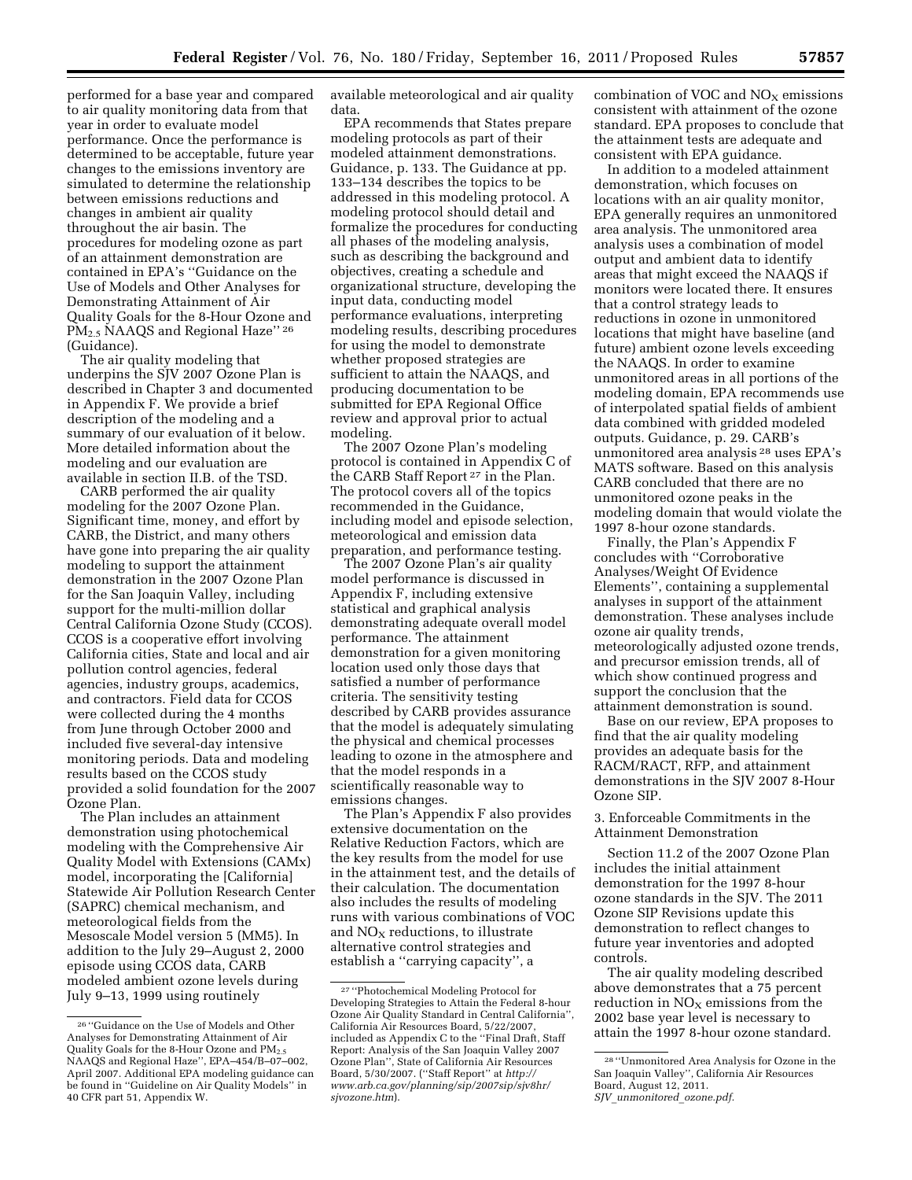performed for a base year and compared to air quality monitoring data from that year in order to evaluate model performance. Once the performance is determined to be acceptable, future year changes to the emissions inventory are simulated to determine the relationship between emissions reductions and changes in ambient air quality throughout the air basin. The procedures for modeling ozone as part of an attainment demonstration are contained in EPA's "Guidance on the Use of Models and Other Analyses for Demonstrating Attainment of Air Quality Goals for the 8-Hour Ozone and $PM_{2.5}$ NAAQS and Regional Haze" [26] (Guidance).

The air quality modeling that underpins the SJV 2007 Ozone Plan is described in Chapter 3 and documented in Appendix F. We provide a brief description of the modeling and a summary of our evaluation of it below. More detailed information about the modeling and our evaluation are available in section II.B. of the TSD.

CARB performed the air quality modeling for the 2007 Ozone Plan. Significant time, money, and effort by CARB, the District, and many others have gone into preparing the air quality modeling to support the attainment demonstration in the 2007 Ozone Plan for the San Joaquin Valley, including support for the multi-million dollar Central California Ozone Study (CCOS). CCOS is a cooperative effort involving California cities, State and local and air pollution control agencies, federal agencies, industry groups, academics, and contractors. Field data for CCOS were collected during the 4 months from June through October 2000 and included five several-day intensive monitoring periods. Data and modeling results based on the CCOS study provided a solid foundation for the 2007 Ozone Plan.

The Plan includes an attainment demonstration using photochemical modeling with the Comprehensive Air Quality Model with Extensions (CAMx) model, incorporating the [California] Statewide Air Pollution Research Center (SAPRC) chemical mechanism, and meteorological fields from the Mesoscale Model version 5 (MM5). In addition to the July 29–August 2, 2000 episode using CCOS data, CARB modeled ambient ozone levels during July 9–13, 1999 using routinely available meteorological and air quality data.

EPA recommends that States prepare modeling protocols as part of their modeled attainment demonstrations. Guidance, p. 133. The Guidance at pp. 133–134 describes the topics to be addressed in this modeling protocol. A modeling protocol should detail and formalize the procedures for conducting all phases of the modeling analysis, such as describing the background and objectives, creating a schedule and organizational structure, developing the input data, conducting model performance evaluations, interpreting modeling results, describing procedures for using the model to demonstrate whether proposed strategies are sufficient to attain the NAAQS, and producing documentation to be submitted for EPA Regional Office review and approval prior to actual modeling.

The 2007 Ozone Plan's modeling protocol is contained in Appendix C of the CARB Staff Report [27] in the Plan. The protocol covers all of the topics recommended in the Guidance, including model and episode selection, meteorological and emission data preparation, and performance testing.

The 2007 Ozone Plan's air quality model performance is discussed in Appendix F, including extensive statistical and graphical analysis demonstrating adequate overall model performance. The attainment demonstration for a given monitoring location used only those days that satisfied a number of performance criteria. The sensitivity testing described by CARB provides assurance that the model is adequately simulating the physical and chemical processes leading to ozone in the atmosphere and that the model responds in a scientifically reasonable way to emissions changes.

The Plan's Appendix F also provides extensive documentation on the Relative Reduction Factors, which are the key results from the model for use in the attainment test, and the details of their calculation. The documentation also includes the results of modeling runs with various combinations of VOC and $NO_X$ reductions, to illustrate alternative control strategies and establish a "carrying capacity", a combination of VOC and $NO_X$ emissions consistent with attainment of the ozone standard. EPA proposes to conclude that the attainment tests are adequate and consistent with EPA guidance.

In addition to a modeled attainment demonstration, which focuses on locations with an air quality monitor, EPA generally requires an unmonitored area analysis. The unmonitored area analysis uses a combination of model output and ambient data to identify areas that might exceed the NAAQS if monitors were located there. It ensures that a control strategy leads to reductions in ozone in unmonitored locations that might have baseline (and future) ambient ozone levels exceeding the NAAQS. In order to examine unmonitored areas in all portions of the modeling domain, EPA recommends use of interpolated spatial fields of ambient data combined with gridded modeled outputs. Guidance, p. 29. CARB's unmonitored area analysis [28] uses EPA's MATS software. Based on this analysis CARB concluded that there are no unmonitored ozone peaks in the modeling domain that would violate the 1997 8-hour ozone standards.

Finally, the Plan's Appendix F concludes with "Corroborative Analyses/Weight Of Evidence Elements", containing a supplemental analyses in support of the attainment demonstration. These analyses include ozone air quality trends, meteorologically adjusted ozone trends, and precursor emission trends, all of which show continued progress and support the conclusion that the attainment demonstration is sound.

Base on our review, EPA proposes to find that the air quality modeling provides an adequate basis for the RACM/RACT, RFP, and attainment demonstrations in the SJV 2007 8-Hour Ozone SIP.

3. Enforceable Commitments in the Attainment Demonstration

Section 11.2 of the 2007 Ozone Plan includes the initial attainment demonstration for the 1997 8-hour ozone standards in the SJV. The 2011 Ozone SIP Revisions update this demonstration to reflect changes to future year inventories and adopted controls.

The air quality modeling described above demonstrates that a 75 percent reduction in $NO_X$ emissions from the 2002 base year level is necessary to attain the 1997 8-hour ozone standard.

---

[26] "Guidance on the Use of Models and Other Analyses for Demonstrating Attainment of Air Quality Goals for the 8-Hour Ozone and $PM_{2.5}$ NAAQS and Regional Haze", EPA–454/B–07–002, April 2007. Additional EPA modeling guidance can be found in "Guideline on Air Quality Models" in 40 CFR part 51, Appendix W.

[27] "Photochemical Modeling Protocol for Developing Strategies to Attain the Federal 8-hour Ozone Air Quality Standard in Central California", California Air Resources Board, 5/22/2007, included as Appendix C to the "Final Draft, Staff Report: Analysis of the San Joaquin Valley 2007 Ozone Plan", State of California Air Resources Board, 5/30/2007. ("Staff Report" at *http://www.arb.ca.gov/planning/sip/2007sip/sjv8hr/sjvozone.htm*).

[28] "Unmonitored Area Analysis for Ozone in the San Joaquin Valley", California Air Resources Board, August 12, 2011. *SJV_unmonitored_ozone.pdf.*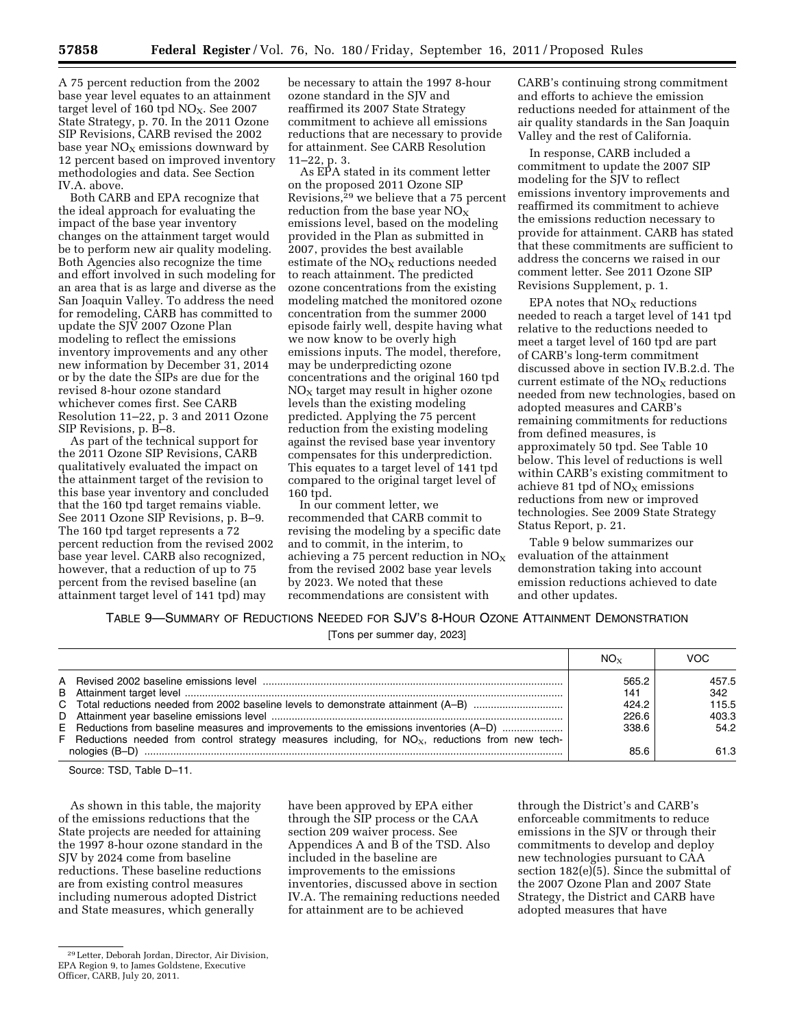A 75 percent reduction from the 2002 base year level equates to an attainment target level of 160 tpd $NO_X$. See 2007 State Strategy, p. 70. In the 2011 Ozone SIP Revisions, CARB revised the 2002 base year $NO_X$ emissions downward by 12 percent based on improved inventory methodologies and data. See Section IV.A. above.

Both CARB and EPA recognize that the ideal approach for evaluating the impact of the base year inventory changes on the attainment target would be to perform new air quality modeling. Both Agencies also recognize the time and effort involved in such modeling for an area that is as large and diverse as the San Joaquin Valley. To address the need for remodeling, CARB has committed to update the SJV 2007 Ozone Plan modeling to reflect the emissions inventory improvements and any other new information by December 31, 2014 or by the date the SIPs are due for the revised 8-hour ozone standard whichever comes first. See CARB Resolution 11–22, p. 3 and 2011 Ozone SIP Revisions, p. B–8.

As part of the technical support for the 2011 Ozone SIP Revisions, CARB qualitatively evaluated the impact on the attainment target of the revision to this base year inventory and concluded that the 160 tpd target remains viable. See 2011 Ozone SIP Revisions, p. B–9. The 160 tpd target represents a 72 percent reduction from the revised 2002 base year level. CARB also recognized, however, that a reduction of up to 75 percent from the revised baseline (an attainment target level of 141 tpd) may be necessary to attain the 1997 8-hour ozone standard in the SJV and reaffirmed its 2007 State Strategy commitment to achieve all emissions reductions that are necessary to provide for attainment. See CARB Resolution 11–22, p. 3.

As EPA stated in its comment letter on the proposed 2011 Ozone SIP Revisions,[29] we believe that a 75 percent reduction from the base year $NO_X$ emissions level, based on the modeling provided in the Plan as submitted in 2007, provides the best available estimate of the $NO_X$ reductions needed to reach attainment. The predicted ozone concentrations from the existing modeling matched the monitored ozone concentration from the summer 2000 episode fairly well, despite having what we now know to be overly high emissions inputs. The model, therefore, may be underpredicting ozone concentrations and the original 160 tpd $NO_X$ target may result in higher ozone levels than the existing modeling predicted. Applying the 75 percent reduction from the existing modeling against the revised base year inventory compensates for this underprediction. This equates to a target level of 141 tpd compared to the original target level of 160 tpd.

In our comment letter, we recommended that CARB commit to revising the modeling by a specific date and to commit, in the interim, to achieving a 75 percent reduction in $NO_X$ from the revised 2002 base year levels by 2023. We noted that these recommendations are consistent with CARB's continuing strong commitment and efforts to achieve the emission reductions needed for attainment of the air quality standards in the San Joaquin Valley and the rest of California.

In response, CARB included a commitment to update the 2007 SIP modeling for the SJV to reflect emissions inventory improvements and reaffirmed its commitment to achieve the emissions reduction necessary to provide for attainment. CARB has stated that these commitments are sufficient to address the concerns we raised in our comment letter. See 2011 Ozone SIP Revisions Supplement, p. 1.

EPA notes that $NO_X$ reductions needed to reach a target level of 141 tpd relative to the reductions needed to meet a target level of 160 tpd are part of CARB's long-term commitment discussed above in section IV.B.2.d. The current estimate of the $NO_X$ reductions needed from new technologies, based on adopted measures and CARB's remaining commitments for reductions from defined measures, is approximately 50 tpd. See Table 10 below. This level of reductions is well within CARB's existing commitment to achieve 81 tpd of $NO_X$ emissions reductions from new or improved technologies. See 2009 State Strategy Status Report, p. 21.

Table 9 below summarizes our evaluation of the attainment demonstration taking into account emission reductions achieved to date and other updates.

TABLE 9—SUMMARY OF REDUCTIONS NEEDED FOR SJV'S 8-HOUR OZONE ATTAINMENT DEMONSTRATION

[Tons per summer day, 2023]

| | $NO_X$ | VOC |
|---|---|---|
| A Revised 2002 baseline emissions level | 565.2 | 457.5 |
| B Attainment target level | 141 | 342 |
| C Total reductions needed from 2002 baseline levels to demonstrate attainment (A–B) | 424.2 | 115.5 |
| D Attainment year baseline emissions level | 226.6 | 403.3 |
| E Reductions from baseline measures and improvements to the emissions inventories (A–D) | 338.6 | 54.2 |
| F Reductions needed from control strategy measures including, for $NO_X$, reductions from new technologies (B–D) | 85.6 | 61.3 |

Source: TSD, Table D–11.

As shown in this table, the majority of the emissions reductions that the State projects are needed for attaining the 1997 8-hour ozone standard in the SJV by 2024 come from baseline reductions. These baseline reductions are from existing control measures including numerous adopted District and State measures, which generally have been approved by EPA either through the SIP process or the CAA section 209 waiver process. See Appendices A and B of the TSD. Also included in the baseline are improvements to the emissions inventories, discussed above in section IV.A. The remaining reductions needed for attainment are to be achieved through the District's and CARB's enforceable commitments to reduce emissions in the SJV or through their commitments to develop and deploy new technologies pursuant to CAA section 182(e)(5). Since the submittal of the 2007 Ozone Plan and 2007 State Strategy, the District and CARB have adopted measures that have

[29] Letter, Deborah Jordan, Director, Air Division, EPA Region 9, to James Goldstene, Executive Officer, CARB, July 20, 2011.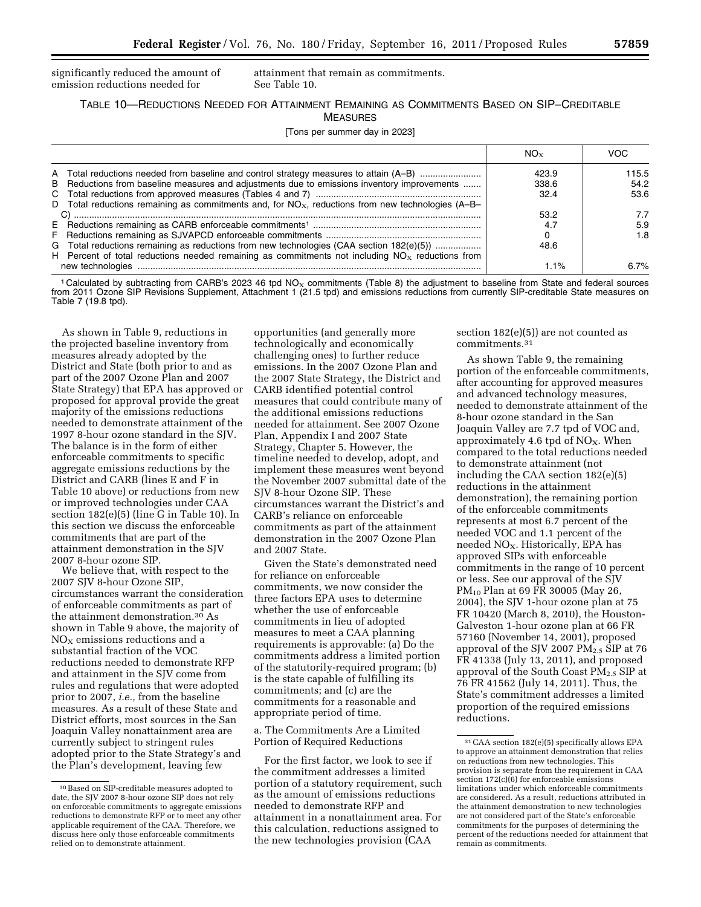significantly reduced the amount of emission reductions needed for attainment that remain as commitments. See Table 10.

TABLE 10—REDUCTIONS NEEDED FOR ATTAINMENT REMAINING AS COMMITMENTS BASED ON SIP–CREDITABLE MEASURES

[Tons per summer day in 2023]

| | $NO_X$ | VOC |
|---|---|---|
| A Total reductions needed from baseline and control strategy measures to attain (A–B) | 423.9 | 115.5 |
| B Reductions from baseline measures and adjustments due to emissions inventory improvements | 338.6 | 54.2 |
| C Total reductions from approved measures (Tables 4 and 7) | 32.4 | 53.6 |
| D Total reductions remaining as commitments and, for $NO_X$, reductions from new technologies (A–B–C) | 53.2 | 7.7 |
| E Reductions remaining as CARB enforceable commitments[1] | 4.7 | 5.9 |
| F Reductions remaining as SJVAPCD enforceable commitments | 0 | 1.8 |
| G Total reductions remaining as reductions from new technologies (CAA section 182(e)(5)) | 48.6 | |
| H Percent of total reductions needed remaining as commitments not including $NO_X$ reductions from new technologies | 1.1% | 6.7% |

[1] Calculated by subtracting from CARB's 2023 46 tpd $NO_X$ commitments (Table 8) the adjustment to baseline from State and federal sources from 2011 Ozone SIP Revisions Supplement, Attachment 1 (21.5 tpd) and emissions reductions from currently SIP-creditable State measures on Table 7 (19.8 tpd).

As shown in Table 9, reductions in the projected baseline inventory from measures already adopted by the District and State (both prior to and as part of the 2007 Ozone Plan and 2007 State Strategy) that EPA has approved or proposed for approval provide the great majority of the emissions reductions needed to demonstrate attainment of the 1997 8-hour ozone standard in the SJV. The balance is in the form of either enforceable commitments to specific aggregate emissions reductions by the District and CARB (lines E and F in Table 10 above) or reductions from new or improved technologies under CAA section 182(e)(5) (line G in Table 10). In this section we discuss the enforceable commitments that are part of the attainment demonstration in the SJV 2007 8-hour ozone SIP.

We believe that, with respect to the 2007 SJV 8-hour Ozone SIP, circumstances warrant the consideration of enforceable commitments as part of the attainment demonstration.[30] As shown in Table 9 above, the majority of $NO_X$ emissions reductions and a substantial fraction of the VOC reductions needed to demonstrate RFP and attainment in the SJV come from rules and regulations that were adopted prior to 2007, *i.e.,* from the baseline measures. As a result of these State and District efforts, most sources in the San Joaquin Valley nonattainment area are currently subject to stringent rules adopted prior to the State Strategy's and the Plan's development, leaving few opportunities (and generally more technologically and economically challenging ones) to further reduce emissions. In the 2007 Ozone Plan and the 2007 State Strategy, the District and CARB identified potential control measures that could contribute many of the additional emissions reductions needed for attainment. See 2007 Ozone Plan, Appendix I and 2007 State Strategy, Chapter 5. However, the timeline needed to develop, adopt, and implement these measures went beyond the November 2007 submittal date of the SJV 8-hour Ozone SIP. These circumstances warrant the District's and CARB's reliance on enforceable commitments as part of the attainment demonstration in the 2007 Ozone Plan and 2007 State.

Given the State's demonstrated need for reliance on enforceable commitments, we now consider the three factors EPA uses to determine whether the use of enforceable commitments in lieu of adopted measures to meet a CAA planning requirements is approvable: (a) Do the commitments address a limited portion of the statutorily-required program; (b) is the state capable of fulfilling its commitments; and (c) are the commitments for a reasonable and appropriate period of time.

a. The Commitments Are a Limited Portion of Required Reductions

For the first factor, we look to see if the commitment addresses a limited portion of a statutory requirement, such as the amount of emissions reductions needed to demonstrate RFP and attainment in a nonattainment area. For this calculation, reductions assigned to the new technologies provision (CAA section 182(e)(5)) are not counted as commitments.[31]

As shown Table 9, the remaining portion of the enforceable commitments, after accounting for approved measures and advanced technology measures, needed to demonstrate attainment of the 8-hour ozone standard in the San Joaquin Valley are 7.7 tpd of VOC and, approximately 4.6 tpd of $NO_X$. When compared to the total reductions needed to demonstrate attainment (not including the CAA section 182(e)(5) reductions in the attainment demonstration), the remaining portion of the enforceable commitments represents at most 6.7 percent of the needed VOC and 1.1 percent of the needed $NO_X$. Historically, EPA has approved SIPs with enforceable commitments in the range of 10 percent or less. See our approval of the SJV $PM_{10}$ Plan at 69 FR 30005 (May 26, 2004), the SJV 1-hour ozone plan at 75 FR 10420 (March 8, 2010), the Houston-Galveston 1-hour ozone plan at 66 FR 57160 (November 14, 2001), proposed approval of the SJV 2007 $PM_{2.5}$ SIP at 76 FR 41338 (July 13, 2011), and proposed approval of the South Coast $PM_{2.5}$ SIP at 76 FR 41562 (July 14, 2011). Thus, the State's commitment addresses a limited proportion of the required emissions reductions.

[30] Based on SIP-creditable measures adopted to date, the SJV 2007 8-hour ozone SIP does not rely on enforceable commitments to aggregate emissions reductions to demonstrate RFP or to meet any other applicable requirement of the CAA. Therefore, we discuss here only those enforceable commitments relied on to demonstrate attainment.

[31] CAA section 182(e)(5) specifically allows EPA to approve an attainment demonstration that relies on reductions from new technologies. This provision is separate from the requirement in CAA section 172(c)(6) for enforceable emissions limitations under which enforceable commitments are considered. As a result, reductions attributed in the attainment demonstration to new technologies are not considered part of the State's enforceable commitments for the purposes of determining the percent of the reductions needed for attainment that remain as commitments.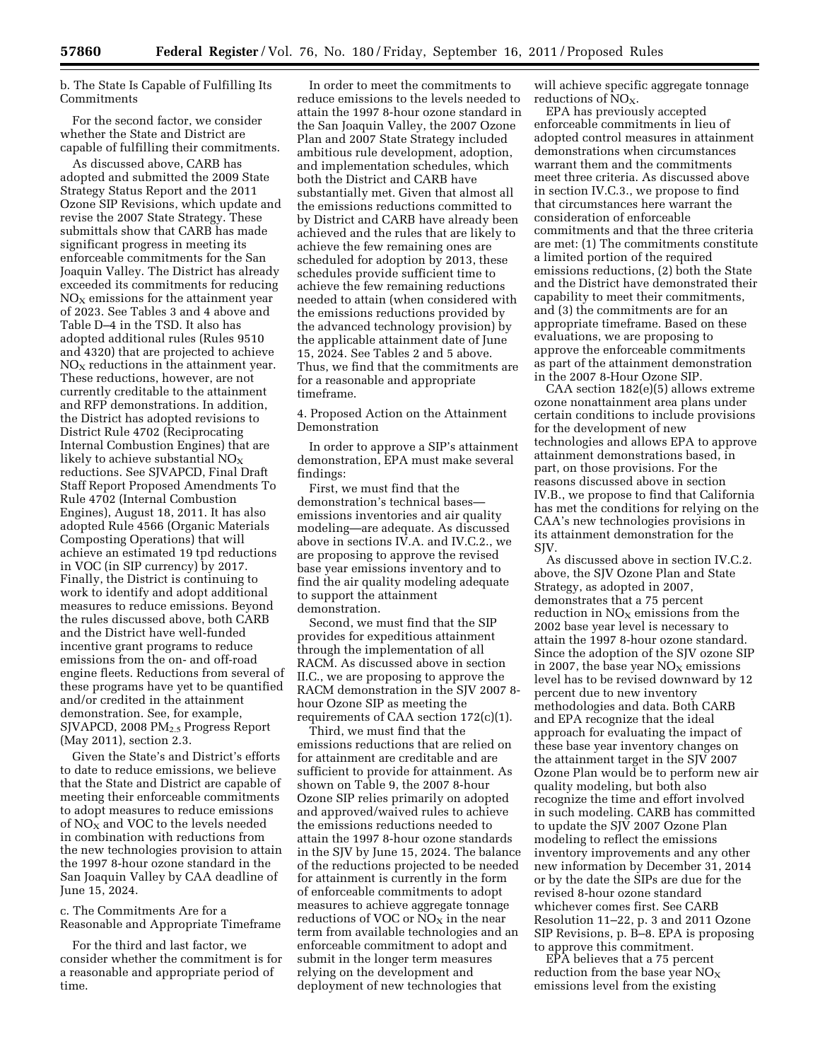b. The State Is Capable of Fulfilling Its Commitments

For the second factor, we consider whether the State and District are capable of fulfilling their commitments.

As discussed above, CARB has adopted and submitted the 2009 State Strategy Status Report and the 2011 Ozone SIP Revisions, which update and revise the 2007 State Strategy. These submittals show that CARB has made significant progress in meeting its enforceable commitments for the San Joaquin Valley. The District has already exceeded its commitments for reducing $NO_X$ emissions for the attainment year of 2023. See Tables 3 and 4 above and Table D–4 in the TSD. It also has adopted additional rules (Rules 9510 and 4320) that are projected to achieve $NO_X$ reductions in the attainment year. These reductions, however, are not currently creditable to the attainment and RFP demonstrations. In addition, the District has adopted revisions to District Rule 4702 (Reciprocating Internal Combustion Engines) that are likely to achieve substantial $NO_X$ reductions. See SJVAPCD, Final Draft Staff Report Proposed Amendments To Rule 4702 (Internal Combustion Engines), August 18, 2011. It has also adopted Rule 4566 (Organic Materials Composting Operations) that will achieve an estimated 19 tpd reductions in VOC (in SIP currency) by 2017. Finally, the District is continuing to work to identify and adopt additional measures to reduce emissions. Beyond the rules discussed above, both CARB and the District have well-funded incentive grant programs to reduce emissions from the on- and off-road engine fleets. Reductions from several of these programs have yet to be quantified and/or credited in the attainment demonstration. See, for example, SJVAPCD, 2008 $PM_{2.5}$ Progress Report (May 2011), section 2.3.

Given the State's and District's efforts to date to reduce emissions, we believe that the State and District are capable of meeting their enforceable commitments to adopt measures to reduce emissions of $NO_X$ and VOC to the levels needed in combination with reductions from the new technologies provision to attain the 1997 8-hour ozone standard in the San Joaquin Valley by CAA deadline of June 15, 2024.

c. The Commitments Are for a Reasonable and Appropriate Timeframe

For the third and last factor, we consider whether the commitment is for a reasonable and appropriate period of time.

In order to meet the commitments to reduce emissions to the levels needed to attain the 1997 8-hour ozone standard in the San Joaquin Valley, the 2007 Ozone Plan and 2007 State Strategy included ambitious rule development, adoption, and implementation schedules, which both the District and CARB have substantially met. Given that almost all the emissions reductions committed to by District and CARB have already been achieved and the rules that are likely to achieve the few remaining ones are scheduled for adoption by 2013, these schedules provide sufficient time to achieve the few remaining reductions needed to attain (when considered with the emissions reductions provided by the advanced technology provision) by the applicable attainment date of June 15, 2024. See Tables 2 and 5 above. Thus, we find that the commitments are for a reasonable and appropriate timeframe.

4. Proposed Action on the Attainment Demonstration

In order to approve a SIP's attainment demonstration, EPA must make several findings:

First, we must find that the demonstration's technical bases—emissions inventories and air quality modeling—are adequate. As discussed above in sections IV.A. and IV.C.2., we are proposing to approve the revised base year emissions inventory and to find the air quality modeling adequate to support the attainment demonstration.

Second, we must find that the SIP provides for expeditious attainment through the implementation of all RACM. As discussed above in section II.C., we are proposing to approve the RACM demonstration in the SJV 2007 8-hour Ozone SIP as meeting the requirements of CAA section 172(c)(1).

Third, we must find that the emissions reductions that are relied on for attainment are creditable and are sufficient to provide for attainment. As shown on Table 9, the 2007 8-hour Ozone SIP relies primarily on adopted and approved/waived rules to achieve the emissions reductions needed to attain the 1997 8-hour ozone standards in the SJV by June 15, 2024. The balance of the reductions projected to be needed for attainment is currently in the form of enforceable commitments to adopt measures to achieve aggregate tonnage reductions of VOC or $NO_X$ in the near term from available technologies and an enforceable commitment to adopt and submit in the longer term measures relying on the development and deployment of new technologies that will achieve specific aggregate tonnage reductions of $NO_X$.

EPA has previously accepted enforceable commitments in lieu of adopted control measures in attainment demonstrations when circumstances warrant them and the commitments meet three criteria. As discussed above in section IV.C.3., we propose to find that circumstances here warrant the consideration of enforceable commitments and that the three criteria are met: (1) The commitments constitute a limited portion of the required emissions reductions, (2) both the State and the District have demonstrated their capability to meet their commitments, and (3) the commitments are for an appropriate timeframe. Based on these evaluations, we are proposing to approve the enforceable commitments as part of the attainment demonstration in the 2007 8-Hour Ozone SIP.

CAA section 182(e)(5) allows extreme ozone nonattainment area plans under certain conditions to include provisions for the development of new technologies and allows EPA to approve attainment demonstrations based, in part, on those provisions. For the reasons discussed above in section IV.B., we propose to find that California has met the conditions for relying on the CAA's new technologies provisions in its attainment demonstration for the SJV.

As discussed above in section IV.C.2. above, the SJV Ozone Plan and State Strategy, as adopted in 2007, demonstrates that a 75 percent reduction in $NO_X$ emissions from the 2002 base year level is necessary to attain the 1997 8-hour ozone standard. Since the adoption of the SJV ozone SIP in 2007, the base year $NO_X$ emissions level has to be revised downward by 12 percent due to new inventory methodologies and data. Both CARB and EPA recognize that the ideal approach for evaluating the impact of these base year inventory changes on the attainment target in the SJV 2007 Ozone Plan would be to perform new air quality modeling, but both also recognize the time and effort involved in such modeling. CARB has committed to update the SJV 2007 Ozone Plan modeling to reflect the emissions inventory improvements and any other new information by December 31, 2014 or by the date the SIPs are due for the revised 8-hour ozone standard whichever comes first. See CARB Resolution 11–22, p. 3 and 2011 Ozone SIP Revisions, p. B–8. EPA is proposing to approve this commitment.

EPA believes that a 75 percent reduction from the base year $NO_X$ emissions level from the existing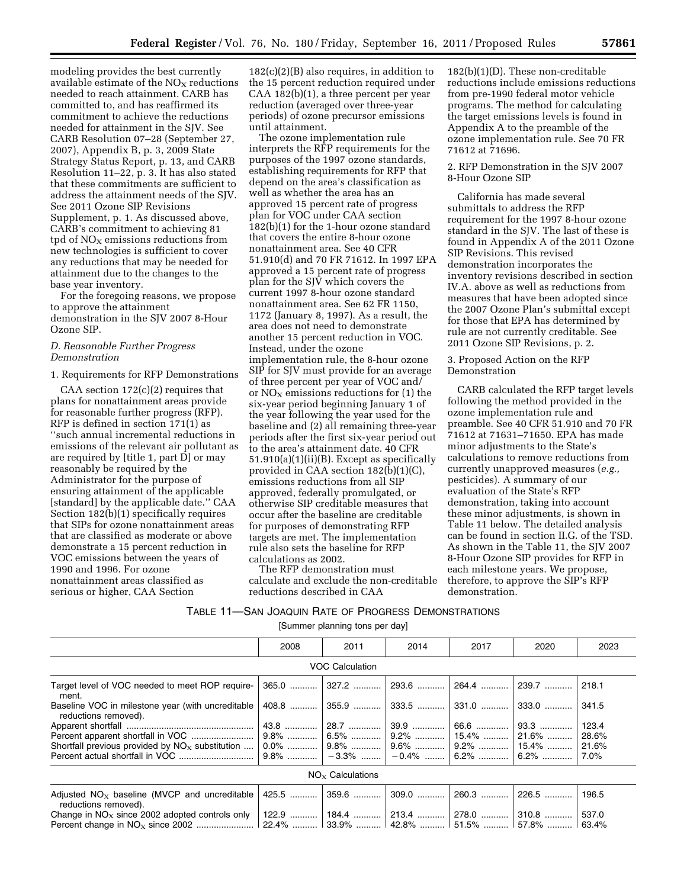modeling provides the best currently available estimate of the $NO_X$ reductions needed to reach attainment. CARB has committed to, and has reaffirmed its commitment to achieve the reductions needed for attainment in the SJV. See CARB Resolution 07–28 (September 27, 2007), Appendix B, p. 3, 2009 State Strategy Status Report, p. 13, and CARB Resolution 11–22, p. 3. It has also stated that these commitments are sufficient to address the attainment needs of the SJV. See 2011 Ozone SIP Revisions Supplement, p. 1. As discussed above, CARB's commitment to achieving 81 tpd of $NO_X$ emissions reductions from new technologies is sufficient to cover any reductions that may be needed for attainment due to the changes to the base year inventory.

For the foregoing reasons, we propose to approve the attainment demonstration in the SJV 2007 8-Hour Ozone SIP.

### *D. Reasonable Further Progress Demonstration*

#### 1. Requirements for RFP Demonstrations

CAA section 172(c)(2) requires that plans for nonattainment areas provide for reasonable further progress (RFP). RFP is defined in section 171(1) as ''such annual incremental reductions in emissions of the relevant air pollutant as are required by [title 1, part D] or may reasonably be required by the Administrator for the purpose of ensuring attainment of the applicable [standard] by the applicable date.'' CAA Section 182(b)(1) specifically requires that SIPs for ozone nonattainment areas that are classified as moderate or above demonstrate a 15 percent reduction in VOC emissions between the years of 1990 and 1996. For ozone nonattainment areas classified as serious or higher, CAA Section 182(c)(2)(B) also requires, in addition to the 15 percent reduction required under CAA 182(b)(1), a three percent per year reduction (averaged over three-year periods) of ozone precursor emissions until attainment.

The ozone implementation rule interprets the RFP requirements for the purposes of the 1997 ozone standards, establishing requirements for RFP that depend on the area's classification as well as whether the area has an approved 15 percent rate of progress plan for VOC under CAA section 182(b)(1) for the 1-hour ozone standard that covers the entire 8-hour ozone nonattainment area. See 40 CFR 51.910(d) and 70 FR 71612. In 1997 EPA approved a 15 percent rate of progress plan for the SJV which covers the current 1997 8-hour ozone standard nonattainment area. See 62 FR 1150, 1172 (January 8, 1997). As a result, the area does not need to demonstrate another 15 percent reduction in VOC. Instead, under the ozone implementation rule, the 8-hour ozone SIP for SJV must provide for an average of three percent per year of VOC and/or $NO_X$ emissions reductions for (1) the six-year period beginning January 1 of the year following the year used for the baseline and (2) all remaining three-year periods after the first six-year period out to the area's attainment date. 40 CFR 51.910(a)(1)(ii)(B). Except as specifically provided in CAA section 182(b)(1)(C), emissions reductions from all SIP approved, federally promulgated, or otherwise SIP creditable measures that occur after the baseline are creditable for purposes of demonstrating RFP targets are met. The implementation rule also sets the baseline for RFP calculations as 2002.

The RFP demonstration must calculate and exclude the non-creditable reductions described in CAA 182(b)(1)(D). These non-creditable reductions include emissions reductions from pre-1990 federal motor vehicle programs. The method for calculating the target emissions levels is found in Appendix A to the preamble of the ozone implementation rule. See 70 FR 71612 at 71696.

#### 2. RFP Demonstration in the SJV 2007 8-Hour Ozone SIP

California has made several submittals to address the RFP requirement for the 1997 8-hour ozone standard in the SJV. The last of these is found in Appendix A of the 2011 Ozone SIP Revisions. This revised demonstration incorporates the inventory revisions described in section IV.A. above as well as reductions from measures that have been adopted since the 2007 Ozone Plan's submittal except for those that EPA has determined by rule are not currently creditable. See 2011 Ozone SIP Revisions, p. 2.

#### 3. Proposed Action on the RFP Demonstration

CARB calculated the RFP target levels following the method provided in the ozone implementation rule and preamble. See 40 CFR 51.910 and 70 FR 71612 at 71631–71650. EPA has made minor adjustments to the State's calculations to remove reductions from currently unapproved measures (*e.g.,* pesticides). A summary of our evaluation of the State's RFP demonstration, taking into account these minor adjustments, is shown in Table 11 below. The detailed analysis can be found in section II.G. of the TSD. As shown in the Table 11, the SJV 2007 8-Hour Ozone SIP provides for RFP in each milestone years. We propose, therefore, to approve the SIP's RFP demonstration.

TABLE 11—SAN JOAQUIN RATE OF PROGRESS DEMONSTRATIONS

[Summer planning tons per day]

| | 2008 | 2011 | 2014 | 2017 | 2020 | 2023 |
|---|---|---|---|---|---|---|
| **VOC Calculation** | | | | | | |
| Target level of VOC needed to meet ROP requirement. | 365.0 | 327.2 | 293.6 | 264.4 | 239.7 | 218.1 |
| Baseline VOC in milestone year (with uncreditable reductions removed). | 408.8 | 355.9 | 333.5 | 331.0 | 333.0 | 341.5 |
| Apparent shortfall | 43.8 | 28.7 | 39.9 | 66.6 | 93.3 | 123.4 |
| Percent apparent shortfall in VOC | 9.8% | 6.5% | 9.2% | 15.4% | 21.6% | 28.6% |
| Shortfall previous provided by $NO_X$ substitution | 0.0% | 9.8% | 9.6% | 9.2% | 15.4% | 21.6% |
| Percent actual shortfall in VOC | 9.8% | −3.3% | −0.4% | 6.2% | 6.2% | 7.0% |
| **$NO_X$ Calculations** | | | | | | |
| Adjusted $NO_X$ baseline (MVCP and uncreditable reductions removed). | 425.5 | 359.6 | 309.0 | 260.3 | 226.5 | 196.5 |
| Change in $NO_X$ since 2002 adopted controls only | 122.9 | 184.4 | 213.4 | 278.0 | 310.8 | 537.0 |
| Percent change in $NO_X$ since 2002 | 22.4% | 33.9% | 42.8% | 51.5% | 57.8% | 63.4% |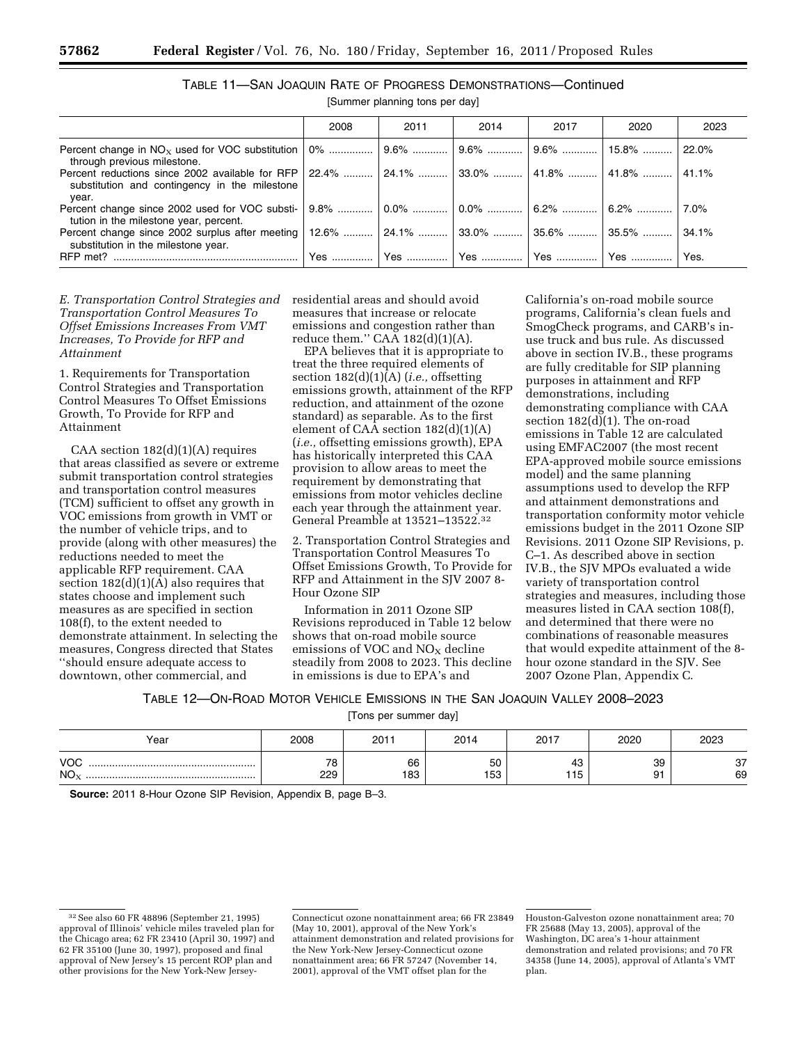TABLE 11—SAN JOAQUIN RATE OF PROGRESS DEMONSTRATIONS—Continued

[Summer planning tons per day]

| | 2008 | 2011 | 2014 | 2017 | 2020 | 2023 |
|---|---|---|---|---|---|---|
| Percent change in $NO_X$ used for VOC substitution through previous milestone. | 0% | 9.6% | 9.6% | 9.6% | 15.8% | 22.0% |
| Percent reductions since 2002 available for RFP substitution and contingency in the milestone year. | 22.4% | 24.1% | 33.0% | 41.8% | 41.8% | 41.1% |
| Percent change since 2002 used for VOC substitution in the milestone year, percent. | 9.8% | 0.0% | 0.0% | 6.2% | 6.2% | 7.0% |
| Percent change since 2002 surplus after meeting substitution in the milestone year. | 12.6% | 24.1% | 33.0% | 35.6% | 35.5% | 34.1% |
| RFP met? | Yes | Yes | Yes | Yes | Yes | Yes. |

*E. Transportation Control Strategies and Transportation Control Measures To Offset Emissions Increases From VMT Increases, To Provide for RFP and Attainment*

1. Requirements for Transportation Control Strategies and Transportation Control Measures To Offset Emissions Growth, To Provide for RFP and Attainment

CAA section 182(d)(1)(A) requires that areas classified as severe or extreme submit transportation control strategies and transportation control measures (TCM) sufficient to offset any growth in VOC emissions from growth in VMT or the number of vehicle trips, and to provide (along with other measures) the reductions needed to meet the applicable RFP requirement. CAA section 182(d)(1)(A) also requires that states choose and implement such measures as are specified in section 108(f), to the extent needed to demonstrate attainment. In selecting the measures, Congress directed that States ''should ensure adequate access to downtown, other commercial, and residential areas and should avoid measures that increase or relocate emissions and congestion rather than reduce them.'' CAA 182(d)(1)(A).

EPA believes that it is appropriate to treat the three required elements of section 182(d)(1)(A) (*i.e.,* offsetting emissions growth, attainment of the RFP reduction, and attainment of the ozone standard) as separable. As to the first element of CAA section 182(d)(1)(A) (*i.e.,* offsetting emissions growth), EPA has historically interpreted this CAA provision to allow areas to meet the requirement by demonstrating that emissions from motor vehicles decline each year through the attainment year. General Preamble at 13521–13522.[32]

2. Transportation Control Strategies and Transportation Control Measures To Offset Emissions Growth, To Provide for RFP and Attainment in the SJV 2007 8-Hour Ozone SIP

Information in 2011 Ozone SIP Revisions reproduced in Table 12 below shows that on-road mobile source emissions of VOC and $NO_X$ decline steadily from 2008 to 2023. This decline in emissions is due to EPA's and California's on-road mobile source programs, California's clean fuels and SmogCheck programs, and CARB's in-use truck and bus rule. As discussed above in section IV.B., these programs are fully creditable for SIP planning purposes in attainment and RFP demonstrations, including demonstrating compliance with CAA section 182(d)(1). The on-road emissions in Table 12 are calculated using EMFAC2007 (the most recent EPA-approved mobile source emissions model) and the same planning assumptions used to develop the RFP and attainment demonstrations and transportation conformity motor vehicle emissions budget in the 2011 Ozone SIP Revisions. 2011 Ozone SIP Revisions, p. C–1. As described above in section IV.B., the SJV MPOs evaluated a wide variety of transportation control strategies and measures, including those measures listed in CAA section 108(f), and determined that there were no combinations of reasonable measures that would expedite attainment of the 8-hour ozone standard in the SJV. See 2007 Ozone Plan, Appendix C.

TABLE 12—ON-ROAD MOTOR VEHICLE EMISSIONS IN THE SAN JOAQUIN VALLEY 2008–2023

[Tons per summer day]

| Year | 2008 | 2011 | 2014 | 2017 | 2020 | 2023 |
|---|---|---|---|---|---|---|
| VOC | 78 | 66 | 50 | 43 | 39 | 37 |
| $NO_X$ | 229 | 183 | 153 | 115 | 91 | 69 |

**Source:** 2011 8-Hour Ozone SIP Revision, Appendix B, page B–3.

[32] See also 60 FR 48896 (September 21, 1995) approval of Illinois' vehicle miles traveled plan for the Chicago area; 62 FR 23410 (April 30, 1997) and 62 FR 35100 (June 30, 1997), proposed and final approval of New Jersey's 15 percent ROP plan and other provisions for the New York-New Jersey-Connecticut ozone nonattainment area; 66 FR 23849 (May 10, 2001), approval of the New York's attainment demonstration and related provisions for the New York-New Jersey-Connecticut ozone nonattainment area; 66 FR 57247 (November 14, 2001), approval of the VMT offset plan for the Houston-Galveston ozone nonattainment area; 70 FR 25688 (May 13, 2005), approval of the Washington, DC area's 1-hour attainment demonstration and related provisions; and 70 FR 34358 (June 14, 2005), approval of Atlanta's VMT plan.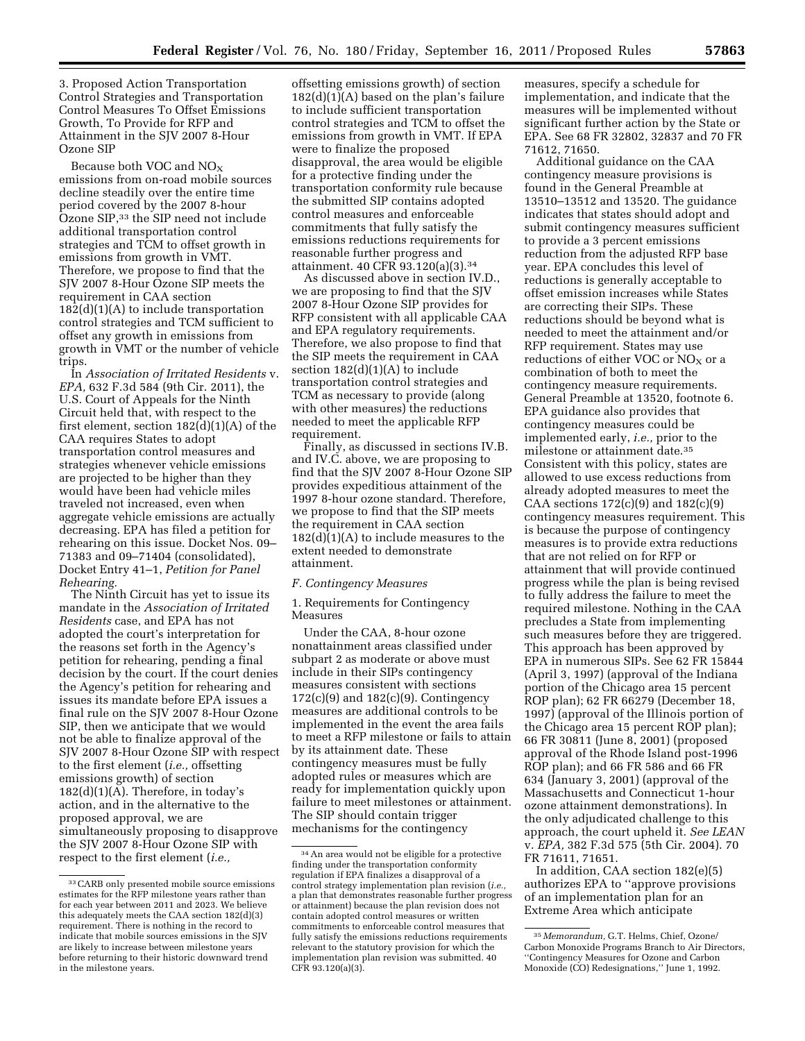3. Proposed Action Transportation Control Strategies and Transportation Control Measures To Offset Emissions Growth, To Provide for RFP and Attainment in the SJV 2007 8-Hour Ozone SIP

Because both VOC and $NO_X$ emissions from on-road mobile sources decline steadily over the entire time period covered by the 2007 8-hour Ozone SIP,[33] the SIP need not include additional transportation control strategies and TCM to offset growth in emissions from growth in VMT. Therefore, we propose to find that the SJV 2007 8-Hour Ozone SIP meets the requirement in CAA section 182(d)(1)(A) to include transportation control strategies and TCM sufficient to offset any growth in emissions from growth in VMT or the number of vehicle trips.

In *Association of Irritated Residents* v. *EPA,* 632 F.3d 584 (9th Cir. 2011), the U.S. Court of Appeals for the Ninth Circuit held that, with respect to the first element, section 182(d)(1)(A) of the CAA requires States to adopt transportation control measures and strategies whenever vehicle emissions are projected to be higher than they would have been had vehicle miles traveled not increased, even when aggregate vehicle emissions are actually decreasing. EPA has filed a petition for rehearing on this issue. Docket Nos. 09–71383 and 09–71404 (consolidated), Docket Entry 41–1, *Petition for Panel Rehearing.*

The Ninth Circuit has yet to issue its mandate in the *Association of Irritated Residents* case, and EPA has not adopted the court's interpretation for the reasons set forth in the Agency's petition for rehearing, pending a final decision by the court. If the court denies the Agency's petition for rehearing and issues its mandate before EPA issues a final rule on the SJV 2007 8-Hour Ozone SIP, then we anticipate that we would not be able to finalize approval of the SJV 2007 8-Hour Ozone SIP with respect to the first element (*i.e.,* offsetting emissions growth) of section 182(d)(1)(A). Therefore, in today's action, and in the alternative to the proposed approval, we are simultaneously proposing to disapprove the SJV 2007 8-Hour Ozone SIP with respect to the first element (*i.e.,* offsetting emissions growth) of section 182(d)(1)(A) based on the plan's failure to include sufficient transportation control strategies and TCM to offset the emissions from growth in VMT. If EPA were to finalize the proposed disapproval, the area would be eligible for a protective finding under the transportation conformity rule because the submitted SIP contains adopted control measures and enforceable commitments that fully satisfy the emissions reductions requirements for reasonable further progress and attainment. 40 CFR 93.120(a)(3).[34]

As discussed above in section IV.D., we are proposing to find that the SJV 2007 8-Hour Ozone SIP provides for RFP consistent with all applicable CAA and EPA regulatory requirements. Therefore, we also propose to find that the SIP meets the requirement in CAA section 182(d)(1)(A) to include transportation control strategies and TCM as necessary to provide (along with other measures) the reductions needed to meet the applicable RFP requirement.

Finally, as discussed in sections IV.B. and IV.C. above, we are proposing to find that the SJV 2007 8-Hour Ozone SIP provides expeditious attainment of the 1997 8-hour ozone standard. Therefore, we propose to find that the SIP meets the requirement in CAA section 182(d)(1)(A) to include measures to the extent needed to demonstrate attainment.

### *F. Contingency Measures*

1. Requirements for Contingency Measures

Under the CAA, 8-hour ozone nonattainment areas classified under subpart 2 as moderate or above must include in their SIPs contingency measures consistent with sections 172(c)(9) and 182(c)(9). Contingency measures are additional controls to be implemented in the event the area fails to meet a RFP milestone or fails to attain by its attainment date. These contingency measures must be fully adopted rules or measures which are ready for implementation quickly upon failure to meet milestones or attainment. The SIP should contain trigger mechanisms for the contingency measures, specify a schedule for implementation, and indicate that the measures will be implemented without significant further action by the State or EPA. See 68 FR 32802, 32837 and 70 FR 71612, 71650.

Additional guidance on the CAA contingency measure provisions is found in the General Preamble at 13510–13512 and 13520. The guidance indicates that states should adopt and submit contingency measures sufficient to provide a 3 percent emissions reduction from the adjusted RFP base year. EPA concludes this level of reductions is generally acceptable to offset emission increases while States are correcting their SIPs. These reductions should be beyond what is needed to meet the attainment and/or RFP requirement. States may use reductions of either VOC or $NO_X$ or a combination of both to meet the contingency measure requirements. General Preamble at 13520, footnote 6. EPA guidance also provides that contingency measures could be implemented early, *i.e.,* prior to the milestone or attainment date.[35] Consistent with this policy, states are allowed to use excess reductions from already adopted measures to meet the CAA sections 172(c)(9) and 182(c)(9) contingency measures requirement. This is because the purpose of contingency measures is to provide extra reductions that are not relied on for RFP or attainment that will provide continued progress while the plan is being revised to fully address the failure to meet the required milestone. Nothing in the CAA precludes a State from implementing such measures before they are triggered. This approach has been approved by EPA in numerous SIPs. See 62 FR 15844 (April 3, 1997) (approval of the Indiana portion of the Chicago area 15 percent ROP plan); 62 FR 66279 (December 18, 1997) (approval of the Illinois portion of the Chicago area 15 percent ROP plan); 66 FR 30811 (June 8, 2001) (proposed approval of the Rhode Island post-1996 ROP plan); and 66 FR 586 and 66 FR 634 (January 3, 2001) (approval of the Massachusetts and Connecticut 1-hour ozone attainment demonstrations). In the only adjudicated challenge to this approach, the court upheld it. *See LEAN* v. *EPA,* 382 F.3d 575 (5th Cir. 2004). 70 FR 71611, 71651.

In addition, CAA section 182(e)(5) authorizes EPA to "approve provisions of an implementation plan for an Extreme Area which anticipate

---

[33] CARB only presented mobile source emissions estimates for the RFP milestone years rather than for each year between 2011 and 2023. We believe this adequately meets the CAA section 182(d)(3) requirement. There is nothing in the record to indicate that mobile sources emissions in the SJV are likely to increase between milestone years before returning to their historic downward trend in the milestone years.

[34] An area would not be eligible for a protective finding under the transportation conformity regulation if EPA finalizes a disapproval of a control strategy implementation plan revision (*i.e.,* a plan that demonstrates reasonable further progress or attainment) because the plan revision does not contain adopted control measures or written commitments to enforceable control measures that fully satisfy the emissions reductions requirements relevant to the statutory provision for which the implementation plan revision was submitted. 40 CFR 93.120(a)(3).

[35] *Memorandum,* G.T. Helms, Chief, Ozone/Carbon Monoxide Programs Branch to Air Directors, "Contingency Measures for Ozone and Carbon Monoxide (CO) Redesignations," June 1, 1992.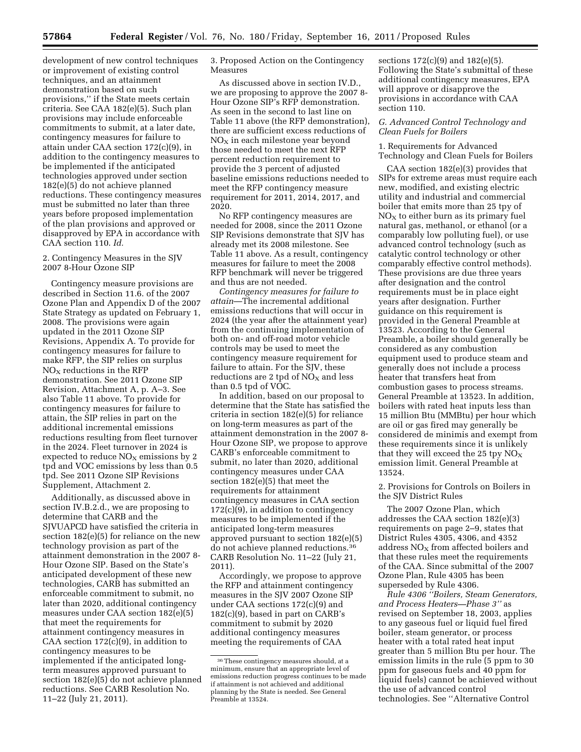development of new control techniques or improvement of existing control techniques, and an attainment demonstration based on such provisions,'' if the State meets certain criteria. See CAA 182(e)(5). Such plan provisions may include enforceable commitments to submit, at a later date, contingency measures for failure to attain under CAA section 172(c)(9), in addition to the contingency measures to be implemented if the anticipated technologies approved under section 182(e)(5) do not achieve planned reductions. These contingency measures must be submitted no later than three years before proposed implementation of the plan provisions and approved or disapproved by EPA in accordance with CAA section 110. *Id.*

2. Contingency Measures in the SJV 2007 8-Hour Ozone SIP

Contingency measure provisions are described in Section 11.6. of the 2007 Ozone Plan and Appendix D of the 2007 State Strategy as updated on February 1, 2008. The provisions were again updated in the 2011 Ozone SIP Revisions, Appendix A. To provide for contingency measures for failure to make RFP, the SIP relies on surplus $NO_X$ reductions in the RFP demonstration. See 2011 Ozone SIP Revision, Attachment A, p. A–3. See also Table 11 above. To provide for contingency measures for failure to attain, the SIP relies in part on the additional incremental emissions reductions resulting from fleet turnover in the 2024. Fleet turnover in 2024 is expected to reduce $NO_X$ emissions by 2 tpd and VOC emissions by less than 0.5 tpd. See 2011 Ozone SIP Revisions Supplement, Attachment 2.

Additionally, as discussed above in section IV.B.2.d., we are proposing to determine that CARB and the SJVUAPCD have satisfied the criteria in section 182(e)(5) for reliance on the new technology provision as part of the attainment demonstration in the 2007 8-Hour Ozone SIP. Based on the State's anticipated development of these new technologies, CARB has submitted an enforceable commitment to submit, no later than 2020, additional contingency measures under CAA section 182(e)(5) that meet the requirements for attainment contingency measures in CAA section 172(c)(9), in addition to contingency measures to be implemented if the anticipated long-term measures approved pursuant to section 182(e)(5) do not achieve planned reductions. See CARB Resolution No. 11–22 (July 21, 2011).

3. Proposed Action on the Contingency Measures

As discussed above in section IV.D., we are proposing to approve the 2007 8-Hour Ozone SIP's RFP demonstration. As seen in the second to last line on Table 11 above (the RFP demonstration), there are sufficient excess reductions of $NO_X$ in each milestone year beyond those needed to meet the next RFP percent reduction requirement to provide the 3 percent of adjusted baseline emissions reductions needed to meet the RFP contingency measure requirement for 2011, 2014, 2017, and 2020.

No RFP contingency measures are needed for 2008, since the 2011 Ozone SIP Revisions demonstrate that SJV has already met its 2008 milestone. See Table 11 above. As a result, contingency measures for failure to meet the 2008 RFP benchmark will never be triggered and thus are not needed.

*Contingency measures for failure to attain*—The incremental additional emissions reductions that will occur in 2024 (the year after the attainment year) from the continuing implementation of both on- and off-road motor vehicle controls may be used to meet the contingency measure requirement for failure to attain. For the SJV, these reductions are 2 tpd of $NO_X$ and less than 0.5 tpd of VOC.

In addition, based on our proposal to determine that the State has satisfied the criteria in section 182(e)(5) for reliance on long-term measures as part of the attainment demonstration in the 2007 8-Hour Ozone SIP, we propose to approve CARB's enforceable commitment to submit, no later than 2020, additional contingency measures under CAA section 182(e)(5) that meet the requirements for attainment contingency measures in CAA section 172(c)(9), in addition to contingency measures to be implemented if the anticipated long-term measures approved pursuant to section 182(e)(5) do not achieve planned reductions.[36] CARB Resolution No. 11–22 (July 21, 2011).

Accordingly, we propose to approve the RFP and attainment contingency measures in the SJV 2007 Ozone SIP under CAA sections 172(c)(9) and 182(c)(9), based in part on CARB's commitment to submit by 2020 additional contingency measures meeting the requirements of CAA sections 172(c)(9) and 182(e)(5). Following the State's submittal of these additional contingency measures, EPA will approve or disapprove the provisions in accordance with CAA section 110.

### G. Advanced Control Technology and Clean Fuels for Boilers

1. Requirements for Advanced Technology and Clean Fuels for Boilers

CAA section 182(e)(3) provides that SIPs for extreme areas must require each new, modified, and existing electric utility and industrial and commercial boiler that emits more than 25 tpy of $NO_X$ to either burn as its primary fuel natural gas, methanol, or ethanol (or a comparably low polluting fuel), or use advanced control technology (such as catalytic control technology or other comparably effective control methods). These provisions are due three years after designation and the control requirements must be in place eight years after designation. Further guidance on this requirement is provided in the General Preamble at 13523. According to the General Preamble, a boiler should generally be considered as any combustion equipment used to produce steam and generally does not include a process heater that transfers heat from combustion gases to process streams. General Preamble at 13523. In addition, boilers with rated heat inputs less than 15 million Btu (MMBtu) per hour which are oil or gas fired may generally be considered de minimis and exempt from these requirements since it is unlikely that they will exceed the 25 tpy $NO_X$ emission limit. General Preamble at 13524.

2. Provisions for Controls on Boilers in the SJV District Rules

The 2007 Ozone Plan, which addresses the CAA section 182(e)(3) requirements on page 2–9, states that District Rules 4305, 4306, and 4352 address $NO_X$ from affected boilers and that these rules meet the requirements of the CAA. Since submittal of the 2007 Ozone Plan, Rule 4305 has been superseded by Rule 4306.

*Rule 4306 ''Boilers, Steam Generators, and Process Heaters—Phase 3''* as revised on September 18, 2003, applies to any gaseous fuel or liquid fuel fired boiler, steam generator, or process heater with a total rated heat input greater than 5 million Btu per hour. The emission limits in the rule (5 ppm to 30 ppm for gaseous fuels and 40 ppm for liquid fuels) cannot be achieved without the use of advanced control technologies. See ''Alternative Control

[36] These contingency measures should, at a minimum, ensure that an appropriate level of emissions reduction progress continues to be made if attainment is not achieved and additional planning by the State is needed. See General Preamble at 13524.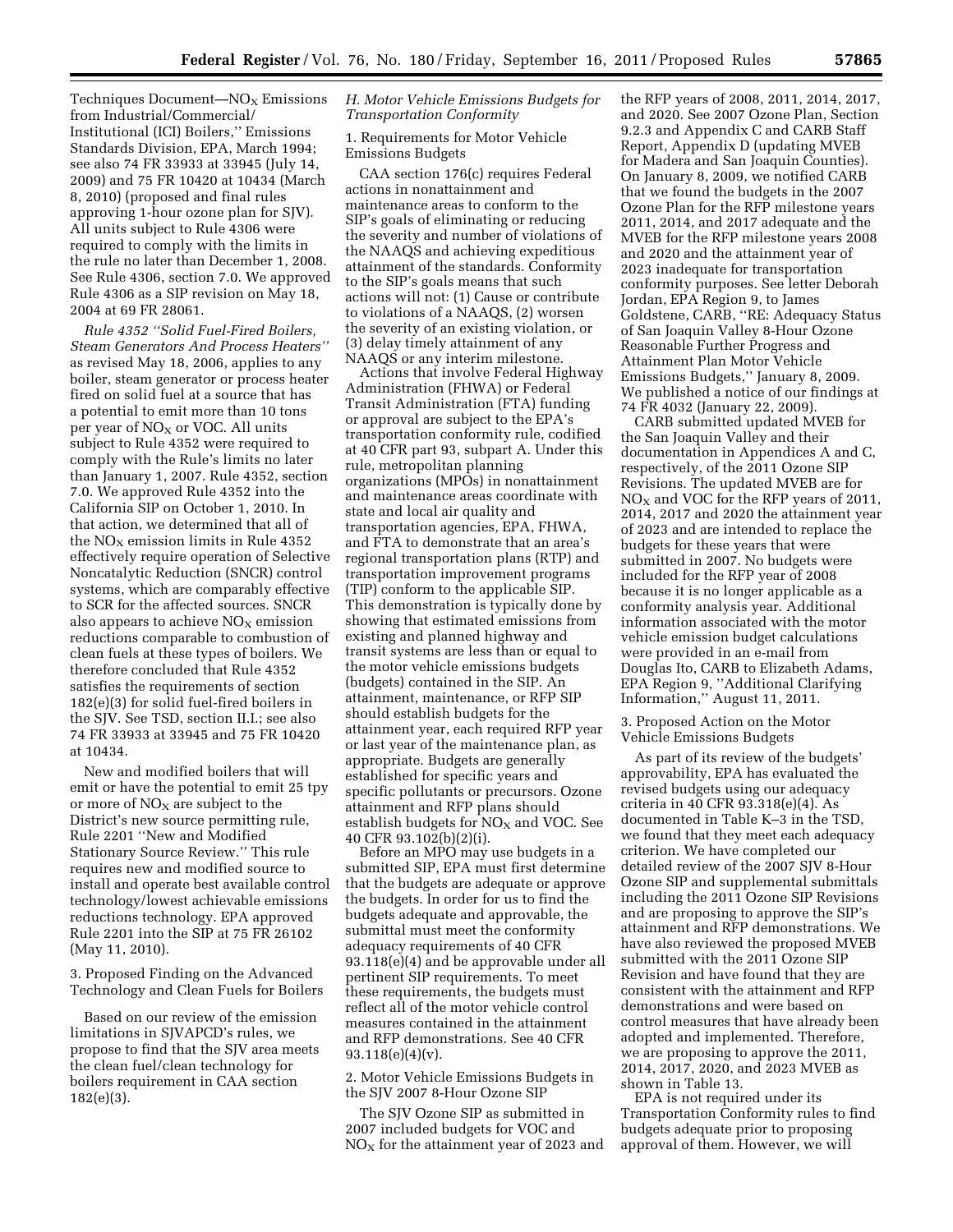Techniques Document—$NO_X$ Emissions from Industrial/Commercial/Institutional (ICI) Boilers,'' Emissions Standards Division, EPA, March 1994; see also 74 FR 33933 at 33945 (July 14, 2009) and 75 FR 10420 at 10434 (March 8, 2010) (proposed and final rules approving 1-hour ozone plan for SJV). All units subject to Rule 4306 were required to comply with the limits in the rule no later than December 1, 2008. See Rule 4306, section 7.0. We approved Rule 4306 as a SIP revision on May 18, 2004 at 69 FR 28061.

*Rule 4352 ''Solid Fuel-Fired Boilers, Steam Generators And Process Heaters''* as revised May 18, 2006, applies to any boiler, steam generator or process heater fired on solid fuel at a source that has a potential to emit more than 10 tons per year of $NO_X$ or VOC. All units subject to Rule 4352 were required to comply with the Rule's limits no later than January 1, 2007. Rule 4352, section 7.0. We approved Rule 4352 into the California SIP on October 1, 2010. In that action, we determined that all of the $NO_X$ emission limits in Rule 4352 effectively require operation of Selective Noncatalytic Reduction (SNCR) control systems, which are comparably effective to SCR for the affected sources. SNCR also appears to achieve $NO_X$ emission reductions comparable to combustion of clean fuels at these types of boilers. We therefore concluded that Rule 4352 satisfies the requirements of section 182(e)(3) for solid fuel-fired boilers in the SJV. See TSD, section II.I.; see also 74 FR 33933 at 33945 and 75 FR 10420 at 10434.

New and modified boilers that will emit or have the potential to emit 25 tpy or more of $NO_X$ are subject to the District's new source permitting rule, Rule 2201 ''New and Modified Stationary Source Review.'' This rule requires new and modified source to install and operate best available control technology/lowest achievable emissions reductions technology. EPA approved Rule 2201 into the SIP at 75 FR 26102 (May 11, 2010).

3. Proposed Finding on the Advanced Technology and Clean Fuels for Boilers

Based on our review of the emission limitations in SJVAPCD's rules, we propose to find that the SJV area meets the clean fuel/clean technology for boilers requirement in CAA section 182(e)(3).

### *H. Motor Vehicle Emissions Budgets for Transportation Conformity*

1. Requirements for Motor Vehicle Emissions Budgets

CAA section 176(c) requires Federal actions in nonattainment and maintenance areas to conform to the SIP's goals of eliminating or reducing the severity and number of violations of the NAAQS and achieving expeditious attainment of the standards. Conformity to the SIP's goals means that such actions will not: (1) Cause or contribute to violations of a NAAQS, (2) worsen the severity of an existing violation, or (3) delay timely attainment of any NAAQS or any interim milestone.

Actions that involve Federal Highway Administration (FHWA) or Federal Transit Administration (FTA) funding or approval are subject to the EPA's transportation conformity rule, codified at 40 CFR part 93, subpart A. Under this rule, metropolitan planning organizations (MPOs) in nonattainment and maintenance areas coordinate with state and local air quality and transportation agencies, EPA, FHWA, and FTA to demonstrate that an area's regional transportation plans (RTP) and transportation improvement programs (TIP) conform to the applicable SIP. This demonstration is typically done by showing that estimated emissions from existing and planned highway and transit systems are less than or equal to the motor vehicle emissions budgets (budgets) contained in the SIP. An attainment, maintenance, or RFP SIP should establish budgets for the attainment year, each required RFP year or last year of the maintenance plan, as appropriate. Budgets are generally established for specific years and specific pollutants or precursors. Ozone attainment and RFP plans should establish budgets for $NO_X$ and VOC. See 40 CFR 93.102(b)(2)(i).

Before an MPO may use budgets in a submitted SIP, EPA must first determine that the budgets are adequate or approve the budgets. In order for us to find the budgets adequate and approvable, the submittal must meet the conformity adequacy requirements of 40 CFR 93.118(e)(4) and be approvable under all pertinent SIP requirements. To meet these requirements, the budgets must reflect all of the motor vehicle control measures contained in the attainment and RFP demonstrations. See 40 CFR 93.118(e)(4)(v).

2. Motor Vehicle Emissions Budgets in the SJV 2007 8-Hour Ozone SIP

The SJV Ozone SIP as submitted in 2007 included budgets for VOC and $NO_X$ for the attainment year of 2023 and the RFP years of 2008, 2011, 2014, 2017, and 2020. See 2007 Ozone Plan, Section 9.2.3 and Appendix C and CARB Staff Report, Appendix D (updating MVEB for Madera and San Joaquin Counties). On January 8, 2009, we notified CARB that we found the budgets in the 2007 Ozone Plan for the RFP milestone years 2011, 2014, and 2017 adequate and the MVEB for the RFP milestone years 2008 and 2020 and the attainment year of 2023 inadequate for transportation conformity purposes. See letter Deborah Jordan, EPA Region 9, to James Goldstene, CARB, ''RE: Adequacy Status of San Joaquin Valley 8-Hour Ozone Reasonable Further Progress and Attainment Plan Motor Vehicle Emissions Budgets,'' January 8, 2009. We published a notice of our findings at 74 FR 4032 (January 22, 2009).

CARB submitted updated MVEB for the San Joaquin Valley and their documentation in Appendices A and C, respectively, of the 2011 Ozone SIP Revisions. The updated MVEB are for $NO_X$ and VOC for the RFP years of 2011, 2014, 2017 and 2020 the attainment year of 2023 and are intended to replace the budgets for these years that were submitted in 2007. No budgets were included for the RFP year of 2008 because it is no longer applicable as a conformity analysis year. Additional information associated with the motor vehicle emission budget calculations were provided in an e-mail from Douglas Ito, CARB to Elizabeth Adams, EPA Region 9, ''Additional Clarifying Information,'' August 11, 2011.

3. Proposed Action on the Motor Vehicle Emissions Budgets

As part of its review of the budgets' approvability, EPA has evaluated the revised budgets using our adequacy criteria in 40 CFR 93.318(e)(4). As documented in Table K–3 in the TSD, we found that they meet each adequacy criterion. We have completed our detailed review of the 2007 SJV 8-Hour Ozone SIP and supplemental submittals including the 2011 Ozone SIP Revisions and are proposing to approve the SIP's attainment and RFP demonstrations. We have also reviewed the proposed MVEB submitted with the 2011 Ozone SIP Revision and have found that they are consistent with the attainment and RFP demonstrations and were based on control measures that have already been adopted and implemented. Therefore, we are proposing to approve the 2011, 2014, 2017, 2020, and 2023 MVEB as shown in Table 13.

EPA is not required under its Transportation Conformity rules to find budgets adequate prior to proposing approval of them. However, we will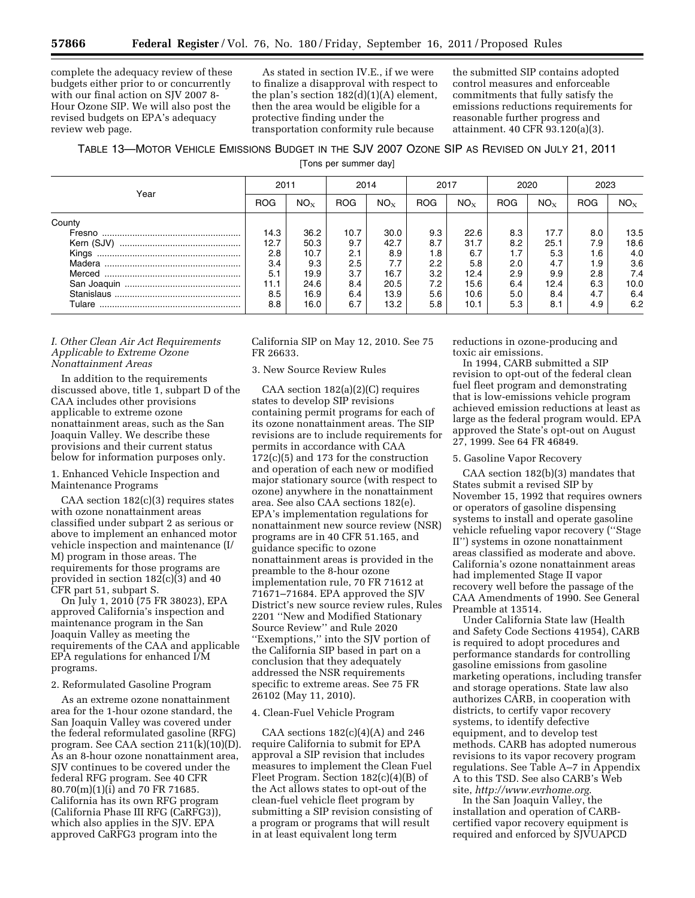complete the adequacy review of these budgets either prior to or concurrently with our final action on SJV 2007 8-Hour Ozone SIP. We will also post the revised budgets on EPA's adequacy review web page.

As stated in section IV.E., if we were to finalize a disapproval with respect to the plan's section 182(d)(1)(A) element, then the area would be eligible for a protective finding under the transportation conformity rule because the submitted SIP contains adopted control measures and enforceable commitments that fully satisfy the emissions reductions requirements for reasonable further progress and attainment. 40 CFR 93.120(a)(3).

TABLE 13—MOTOR VEHICLE EMISSIONS BUDGET IN THE SJV 2007 OZONE SIP AS REVISED ON JULY 21, 2011

[Tons per summer day]

| Year | 2011 | | 2014 | | 2017 | | 2020 | | 2023 | |
|---|---|---|---|---|---|---|---|---|---|---|
| | ROG | $NO_X$ | ROG | $NO_X$ | ROG | $NO_X$ | ROG | $NO_X$ | ROG | $NO_X$ |
| County | | | | | | | | | | |
| Fresno | 14.3 | 36.2 | 10.7 | 30.0 | 9.3 | 22.6 | 8.3 | 17.7 | 8.0 | 13.5 |
| Kern (SJV) | 12.7 | 50.3 | 9.7 | 42.7 | 8.7 | 31.7 | 8.2 | 25.1 | 7.9 | 18.6 |
| Kings | 2.8 | 10.7 | 2.1 | 8.9 | 1.8 | 6.7 | 1.7 | 5.3 | 1.6 | 4.0 |
| Madera | 3.4 | 9.3 | 2.5 | 7.7 | 2.2 | 5.8 | 2.0 | 4.7 | 1.9 | 3.6 |
| Merced | 5.1 | 19.9 | 3.7 | 16.7 | 3.2 | 12.4 | 2.9 | 9.9 | 2.8 | 7.4 |
| San Joaquin | 11.1 | 24.6 | 8.4 | 20.5 | 7.2 | 15.6 | 6.4 | 12.4 | 6.3 | 10.0 |
| Stanislaus | 8.5 | 16.9 | 6.4 | 13.9 | 5.6 | 10.6 | 5.0 | 8.4 | 4.7 | 6.4 |
| Tulare | 8.8 | 16.0 | 6.7 | 13.2 | 5.8 | 10.1 | 5.3 | 8.1 | 4.9 | 6.2 |

### I. Other Clean Air Act Requirements Applicable to Extreme Ozone Nonattainment Areas

In addition to the requirements discussed above, title 1, subpart D of the CAA includes other provisions applicable to extreme ozone nonattainment areas, such as the San Joaquin Valley. We describe these provisions and their current status below for information purposes only.

#### 1. Enhanced Vehicle Inspection and Maintenance Programs

CAA section 182(c)(3) requires states with ozone nonattainment areas classified under subpart 2 as serious or above to implement an enhanced motor vehicle inspection and maintenance (I/M) program in those areas. The requirements for those programs are provided in section 182(c)(3) and 40 CFR part 51, subpart S.

On July 1, 2010 (75 FR 38023), EPA approved California's inspection and maintenance program in the San Joaquin Valley as meeting the requirements of the CAA and applicable EPA regulations for enhanced I/M programs.

#### 2. Reformulated Gasoline Program

As an extreme ozone nonattainment area for the 1-hour ozone standard, the San Joaquin Valley was covered under the federal reformulated gasoline (RFG) program. See CAA section 211(k)(10)(D). As an 8-hour ozone nonattainment area, SJV continues to be covered under the federal RFG program. See 40 CFR 80.70(m)(1)(i) and 70 FR 71685. California has its own RFG program (California Phase III RFG (CaRFG3)), which also applies in the SJV. EPA approved CaRFG3 program into the California SIP on May 12, 2010. See 75 FR 26633.

#### 3. New Source Review Rules

CAA section 182(a)(2)(C) requires states to develop SIP revisions containing permit programs for each of its ozone nonattainment areas. The SIP revisions are to include requirements for permits in accordance with CAA 172(c)(5) and 173 for the construction and operation of each new or modified major stationary source (with respect to ozone) anywhere in the nonattainment area. See also CAA sections 182(e). EPA's implementation regulations for nonattainment new source review (NSR) programs are in 40 CFR 51.165, and guidance specific to ozone nonattainment areas is provided in the preamble to the 8-hour ozone implementation rule, 70 FR 71612 at 71671–71684. EPA approved the SJV District's new source review rules, Rules 2201 ''New and Modified Stationary Source Review'' and Rule 2020 ''Exemptions,'' into the SJV portion of the California SIP based in part on a conclusion that they adequately addressed the NSR requirements specific to extreme areas. See 75 FR 26102 (May 11, 2010).

#### 4. Clean-Fuel Vehicle Program

CAA sections 182(c)(4)(A) and 246 require California to submit for EPA approval a SIP revision that includes measures to implement the Clean Fuel Fleet Program. Section 182(c)(4)(B) of the Act allows states to opt-out of the clean-fuel vehicle fleet program by submitting a SIP revision consisting of a program or programs that will result in at least equivalent long term reductions in ozone-producing and toxic air emissions.

In 1994, CARB submitted a SIP revision to opt-out of the federal clean fuel fleet program and demonstrating that is low-emissions vehicle program achieved emission reductions at least as large as the federal program would. EPA approved the State's opt-out on August 27, 1999. See 64 FR 46849.

#### 5. Gasoline Vapor Recovery

CAA section 182(b)(3) mandates that States submit a revised SIP by November 15, 1992 that requires owners or operators of gasoline dispensing systems to install and operate gasoline vehicle refueling vapor recovery (''Stage II'') systems in ozone nonattainment areas classified as moderate and above. California's ozone nonattainment areas had implemented Stage II vapor recovery well before the passage of the CAA Amendments of 1990. See General Preamble at 13514.

Under California State law (Health and Safety Code Sections 41954), CARB is required to adopt procedures and performance standards for controlling gasoline emissions from gasoline marketing operations, including transfer and storage operations. State law also authorizes CARB, in cooperation with districts, to certify vapor recovery systems, to identify defective equipment, and to develop test methods. CARB has adopted numerous revisions to its vapor recovery program regulations. See Table A–7 in Appendix A to this TSD. See also CARB's Web site, *http://www.evrhome.org*.

In the San Joaquin Valley, the installation and operation of CARB-certified vapor recovery equipment is required and enforced by SJVUAPCD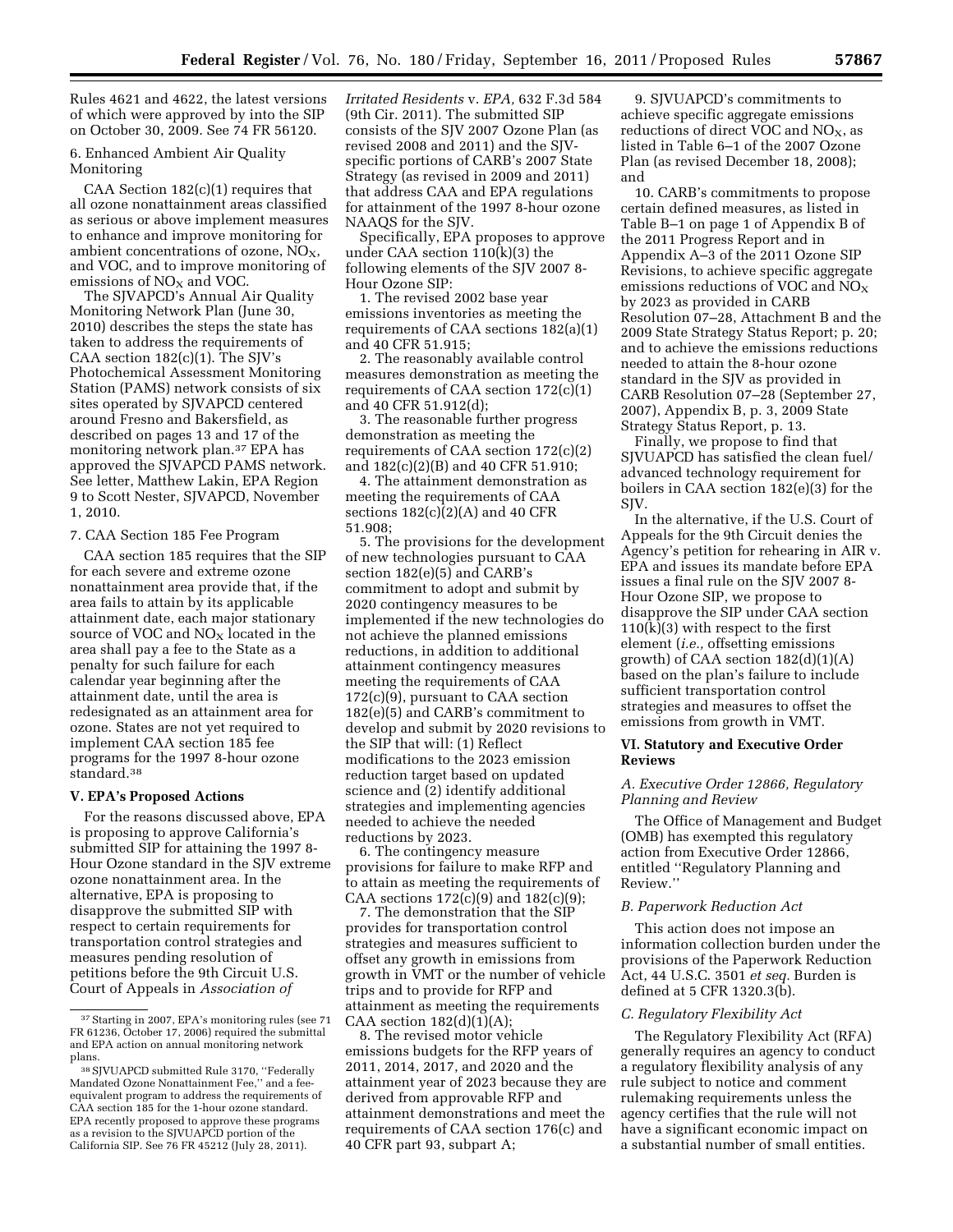Rules 4621 and 4622, the latest versions of which were approved by into the SIP on October 30, 2009. See 74 FR 56120.

6. Enhanced Ambient Air Quality Monitoring

CAA Section 182(c)(1) requires that all ozone nonattainment areas classified as serious or above implement measures to enhance and improve monitoring for ambient concentrations of ozone, $NO_X$, and VOC, and to improve monitoring of emissions of $NO_X$ and VOC.

The SJVAPCD's Annual Air Quality Monitoring Network Plan (June 30, 2010) describes the steps the state has taken to address the requirements of CAA section 182(c)(1). The SJV's Photochemical Assessment Monitoring Station (PAMS) network consists of six sites operated by SJVAPCD centered around Fresno and Bakersfield, as described on pages 13 and 17 of the monitoring network plan.[37] EPA has approved the SJVAPCD PAMS network. See letter, Matthew Lakin, EPA Region 9 to Scott Nester, SJVAPCD, November 1, 2010.

7. CAA Section 185 Fee Program

CAA section 185 requires that the SIP for each severe and extreme ozone nonattainment area provide that, if the area fails to attain by its applicable attainment date, each major stationary source of VOC and $NO_X$ located in the area shall pay a fee to the State as a penalty for such failure for each calendar year beginning after the attainment date, until the area is redesignated as an attainment area for ozone. States are not yet required to implement CAA section 185 fee programs for the 1997 8-hour ozone standard.[38]

## V. EPA's Proposed Actions

For the reasons discussed above, EPA is proposing to approve California's submitted SIP for attaining the 1997 8-Hour Ozone standard in the SJV extreme ozone nonattainment area. In the alternative, EPA is proposing to disapprove the submitted SIP with respect to certain requirements for transportation control strategies and measures pending resolution of petitions before the 9th Circuit U.S. Court of Appeals in *Association of Irritated Residents* v. *EPA,* 632 F.3d 584 (9th Cir. 2011). The submitted SIP consists of the SJV 2007 Ozone Plan (as revised 2008 and 2011) and the SJV-specific portions of CARB's 2007 State Strategy (as revised in 2009 and 2011) that address CAA and EPA regulations for attainment of the 1997 8-hour ozone NAAQS for the SJV.

Specifically, EPA proposes to approve under CAA section 110(k)(3) the following elements of the SJV 2007 8-Hour Ozone SIP:

1. The revised 2002 base year emissions inventories as meeting the requirements of CAA sections 182(a)(1) and 40 CFR 51.915;

2. The reasonably available control measures demonstration as meeting the requirements of CAA section 172(c)(1) and 40 CFR 51.912(d);

3. The reasonable further progress demonstration as meeting the requirements of CAA section 172(c)(2) and 182(c)(2)(B) and 40 CFR 51.910;

4. The attainment demonstration as meeting the requirements of CAA sections 182(c)(2)(A) and 40 CFR 51.908;

5. The provisions for the development of new technologies pursuant to CAA section 182(e)(5) and CARB's commitment to adopt and submit by 2020 contingency measures to be implemented if the new technologies do not achieve the planned emissions reductions, in addition to additional attainment contingency measures meeting the requirements of CAA 172(c)(9), pursuant to CAA section 182(e)(5) and CARB's commitment to develop and submit by 2020 revisions to the SIP that will: (1) Reflect modifications to the 2023 emission reduction target based on updated science and (2) identify additional strategies and implementing agencies needed to achieve the needed reductions by 2023.

6. The contingency measure provisions for failure to make RFP and to attain as meeting the requirements of CAA sections 172(c)(9) and 182(c)(9);

7. The demonstration that the SIP provides for transportation control strategies and measures sufficient to offset any growth in emissions from growth in VMT or the number of vehicle trips and to provide for RFP and attainment as meeting the requirements CAA section 182(d)(1)(A);

8. The revised motor vehicle emissions budgets for the RFP years of 2011, 2014, 2017, and 2020 and the attainment year of 2023 because they are derived from approvable RFP and attainment demonstrations and meet the requirements of CAA section 176(c) and 40 CFR part 93, subpart A;

9. SJVUAPCD's commitments to achieve specific aggregate emissions reductions of direct VOC and $NO_X$, as listed in Table 6–1 of the 2007 Ozone Plan (as revised December 18, 2008); and

10. CARB's commitments to propose certain defined measures, as listed in Table B–1 on page 1 of Appendix B of the 2011 Progress Report and in Appendix A–3 of the 2011 Ozone SIP Revisions, to achieve specific aggregate emissions reductions of VOC and $NO_X$ by 2023 as provided in CARB Resolution 07–28, Attachment B and the 2009 State Strategy Status Report; p. 20; and to achieve the emissions reductions needed to attain the 8-hour ozone standard in the SJV as provided in CARB Resolution 07–28 (September 27, 2007), Appendix B, p. 3, 2009 State Strategy Status Report, p. 13.

Finally, we propose to find that SJVUAPCD has satisfied the clean fuel/advanced technology requirement for boilers in CAA section 182(e)(3) for the SJV.

In the alternative, if the U.S. Court of Appeals for the 9th Circuit denies the Agency's petition for rehearing in AIR v. EPA and issues its mandate before EPA issues a final rule on the SJV 2007 8-Hour Ozone SIP, we propose to disapprove the SIP under CAA section 110(k)(3) with respect to the first element (*i.e.,* offsetting emissions growth) of CAA section 182(d)(1)(A) based on the plan's failure to include sufficient transportation control strategies and measures to offset the emissions from growth in VMT.

## VI. Statutory and Executive Order Reviews

### *A. Executive Order 12866, Regulatory Planning and Review*

The Office of Management and Budget (OMB) has exempted this regulatory action from Executive Order 12866, entitled ''Regulatory Planning and Review.''

### *B. Paperwork Reduction Act*

This action does not impose an information collection burden under the provisions of the Paperwork Reduction Act, 44 U.S.C. 3501 *et seq.* Burden is defined at 5 CFR 1320.3(b).

### *C. Regulatory Flexibility Act*

The Regulatory Flexibility Act (RFA) generally requires an agency to conduct a regulatory flexibility analysis of any rule subject to notice and comment rulemaking requirements unless the agency certifies that the rule will not have a significant economic impact on a substantial number of small entities.

---

[37] Starting in 2007, EPA's monitoring rules (see 71 FR 61236, October 17, 2006) required the submittal and EPA action on annual monitoring network plans.

[38] SJVUAPCD submitted Rule 3170, ''Federally Mandated Ozone Nonattainment Fee,'' and a fee-equivalent program to address the requirements of CAA section 185 for the 1-hour ozone standard. EPA recently proposed to approve these programs as a revision to the SJVUAPCD portion of the California SIP. See 76 FR 45212 (July 28, 2011).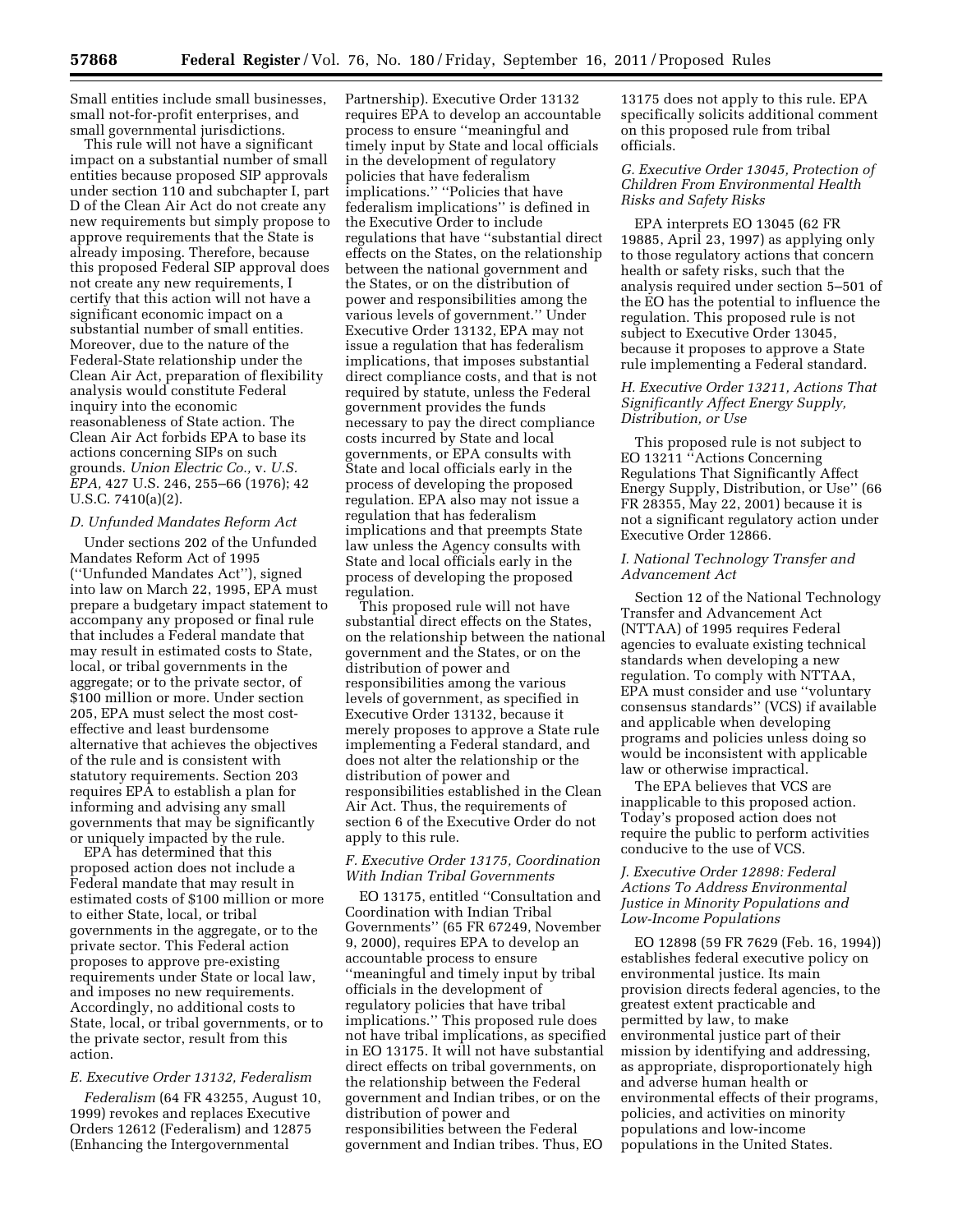Small entities include small businesses, small not-for-profit enterprises, and small governmental jurisdictions.

This rule will not have a significant impact on a substantial number of small entities because proposed SIP approvals under section 110 and subchapter I, part D of the Clean Air Act do not create any new requirements but simply propose to approve requirements that the State is already imposing. Therefore, because this proposed Federal SIP approval does not create any new requirements, I certify that this action will not have a significant economic impact on a substantial number of small entities. Moreover, due to the nature of the Federal-State relationship under the Clean Air Act, preparation of flexibility analysis would constitute Federal inquiry into the economic reasonableness of State action. The Clean Air Act forbids EPA to base its actions concerning SIPs on such grounds. *Union Electric Co.,* v. *U.S. EPA,* 427 U.S. 246, 255–66 (1976); 42 U.S.C. 7410(a)(2).

### *D. Unfunded Mandates Reform Act*

Under sections 202 of the Unfunded Mandates Reform Act of 1995 (''Unfunded Mandates Act''), signed into law on March 22, 1995, EPA must prepare a budgetary impact statement to accompany any proposed or final rule that includes a Federal mandate that may result in estimated costs to State, local, or tribal governments in the aggregate; or to the private sector, of $100 million or more. Under section 205, EPA must select the most cost-effective and least burdensome alternative that achieves the objectives of the rule and is consistent with statutory requirements. Section 203 requires EPA to establish a plan for informing and advising any small governments that may be significantly or uniquely impacted by the rule.

EPA has determined that this proposed action does not include a Federal mandate that may result in estimated costs of $100 million or more to either State, local, or tribal governments in the aggregate, or to the private sector. This Federal action proposes to approve pre-existing requirements under State or local law, and imposes no new requirements. Accordingly, no additional costs to State, local, or tribal governments, or to the private sector, result from this action.

### *E. Executive Order 13132, Federalism*

*Federalism* (64 FR 43255, August 10, 1999) revokes and replaces Executive Orders 12612 (Federalism) and 12875 (Enhancing the Intergovernmental Partnership). Executive Order 13132 requires EPA to develop an accountable process to ensure ''meaningful and timely input by State and local officials in the development of regulatory policies that have federalism implications.'' ''Policies that have federalism implications'' is defined in the Executive Order to include regulations that have ''substantial direct effects on the States, on the relationship between the national government and the States, or on the distribution of power and responsibilities among the various levels of government.'' Under Executive Order 13132, EPA may not issue a regulation that has federalism implications, that imposes substantial direct compliance costs, and that is not required by statute, unless the Federal government provides the funds necessary to pay the direct compliance costs incurred by State and local governments, or EPA consults with State and local officials early in the process of developing the proposed regulation. EPA also may not issue a regulation that has federalism implications and that preempts State law unless the Agency consults with State and local officials early in the process of developing the proposed regulation.

This proposed rule will not have substantial direct effects on the States, on the relationship between the national government and the States, or on the distribution of power and responsibilities among the various levels of government, as specified in Executive Order 13132, because it merely proposes to approve a State rule implementing a Federal standard, and does not alter the relationship or the distribution of power and responsibilities established in the Clean Air Act. Thus, the requirements of section 6 of the Executive Order do not apply to this rule.

### *F. Executive Order 13175, Coordination With Indian Tribal Governments*

EO 13175, entitled ''Consultation and Coordination with Indian Tribal Governments'' (65 FR 67249, November 9, 2000), requires EPA to develop an accountable process to ensure ''meaningful and timely input by tribal officials in the development of regulatory policies that have tribal implications.'' This proposed rule does not have tribal implications, as specified in EO 13175. It will not have substantial direct effects on tribal governments, on the relationship between the Federal government and Indian tribes, or on the distribution of power and responsibilities between the Federal government and Indian tribes. Thus, EO 13175 does not apply to this rule. EPA specifically solicits additional comment on this proposed rule from tribal officials.

### *G. Executive Order 13045, Protection of Children From Environmental Health Risks and Safety Risks*

EPA interprets EO 13045 (62 FR 19885, April 23, 1997) as applying only to those regulatory actions that concern health or safety risks, such that the analysis required under section 5–501 of the EO has the potential to influence the regulation. This proposed rule is not subject to Executive Order 13045, because it proposes to approve a State rule implementing a Federal standard.

### *H. Executive Order 13211, Actions That Significantly Affect Energy Supply, Distribution, or Use*

This proposed rule is not subject to EO 13211 ''Actions Concerning Regulations That Significantly Affect Energy Supply, Distribution, or Use'' (66 FR 28355, May 22, 2001) because it is not a significant regulatory action under Executive Order 12866.

### *I. National Technology Transfer and Advancement Act*

Section 12 of the National Technology Transfer and Advancement Act (NTTAA) of 1995 requires Federal agencies to evaluate existing technical standards when developing a new regulation. To comply with NTTAA, EPA must consider and use ''voluntary consensus standards'' (VCS) if available and applicable when developing programs and policies unless doing so would be inconsistent with applicable law or otherwise impractical.

The EPA believes that VCS are inapplicable to this proposed action. Today's proposed action does not require the public to perform activities conducive to the use of VCS.

### *J. Executive Order 12898: Federal Actions To Address Environmental Justice in Minority Populations and Low-Income Populations*

EO 12898 (59 FR 7629 (Feb. 16, 1994)) establishes federal executive policy on environmental justice. Its main provision directs federal agencies, to the greatest extent practicable and permitted by law, to make environmental justice part of their mission by identifying and addressing, as appropriate, disproportionately high and adverse human health or environmental effects of their programs, policies, and activities on minority populations and low-income populations in the United States.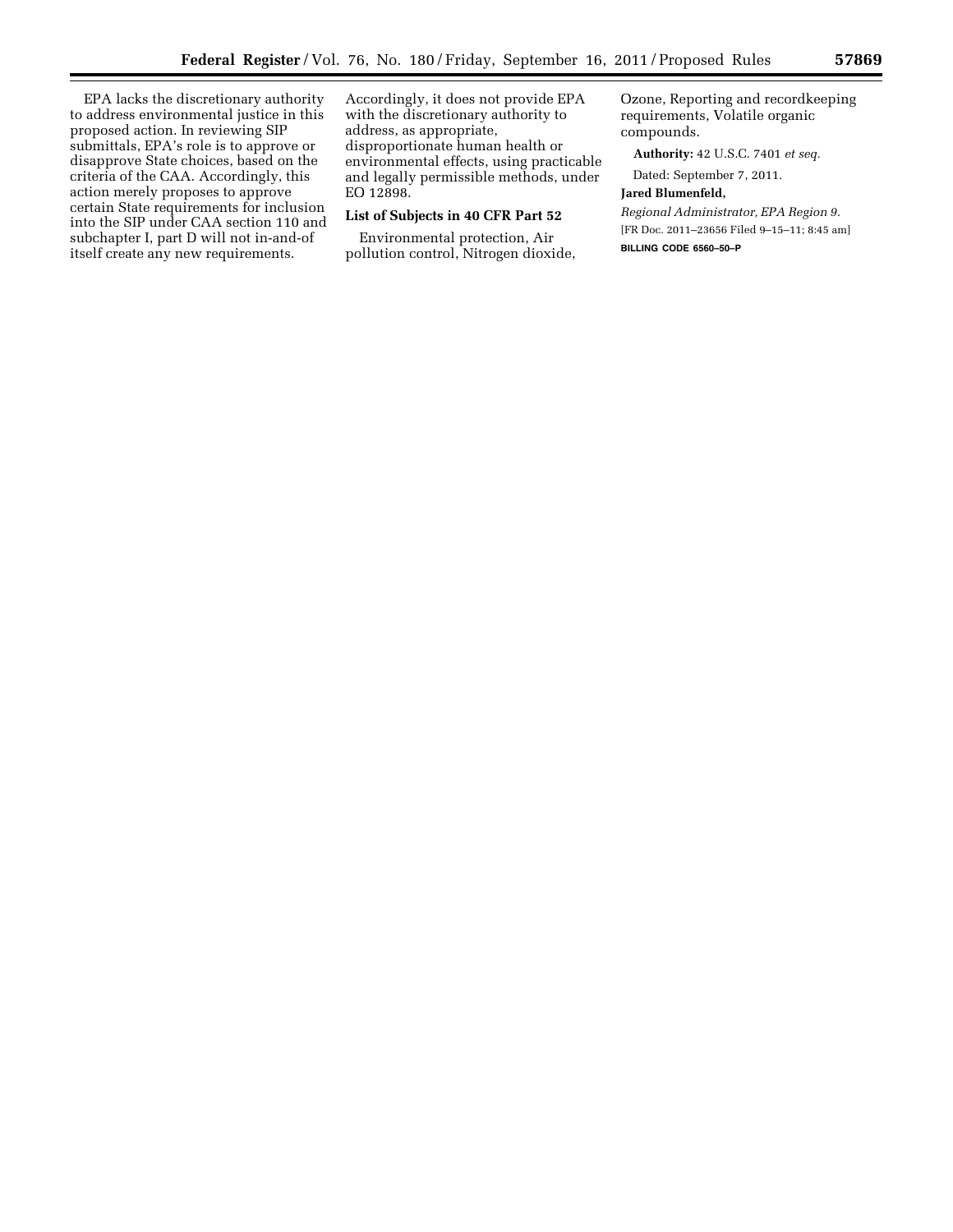EPA lacks the discretionary authority to address environmental justice in this proposed action. In reviewing SIP submittals, EPA's role is to approve or disapprove State choices, based on the criteria of the CAA. Accordingly, this action merely proposes to approve certain State requirements for inclusion into the SIP under CAA section 110 and subchapter I, part D will not in-and-of itself create any new requirements. Accordingly, it does not provide EPA with the discretionary authority to address, as appropriate, disproportionate human health or environmental effects, using practicable and legally permissible methods, under EO 12898.

**List of Subjects in 40 CFR Part 52**

Environmental protection, Air pollution control, Nitrogen dioxide, Ozone, Reporting and recordkeeping requirements, Volatile organic compounds.

**Authority:** 42 U.S.C. 7401 *et seq.*

Dated: September 7, 2011.

**Jared Blumenfeld,**

*Regional Administrator, EPA Region 9.*

[FR Doc. 2011–23656 Filed 9–15–11; 8:45 am]

**BILLING CODE 6560–50–P**